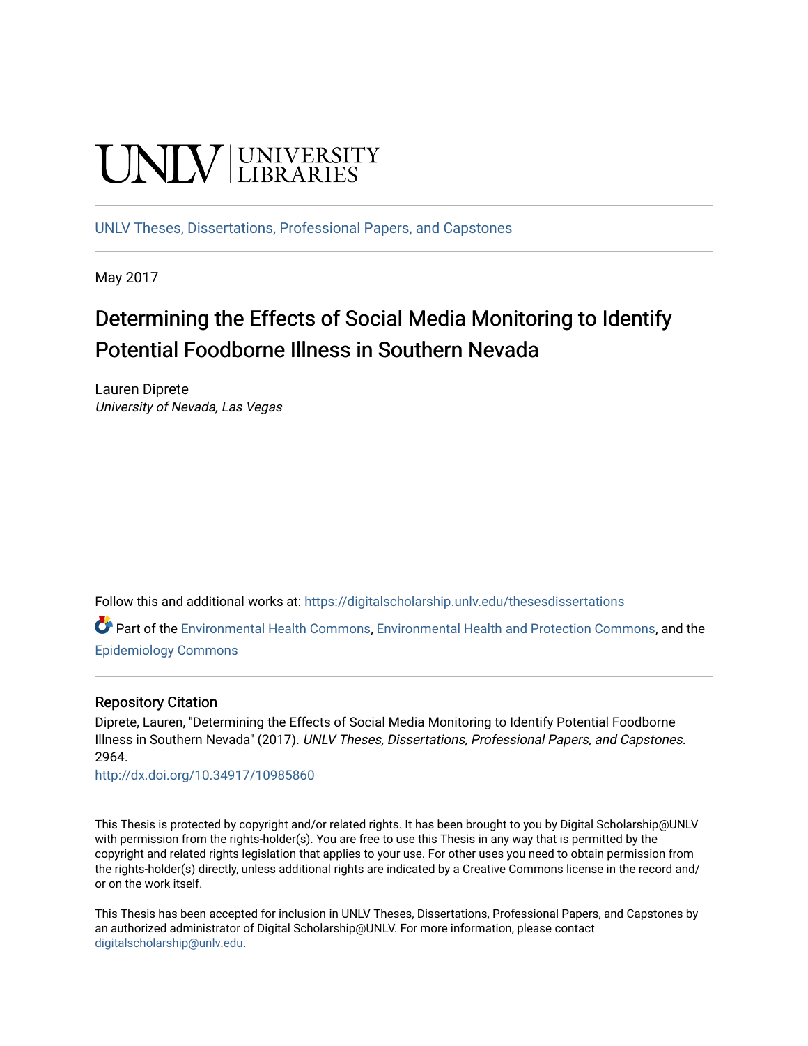UNLV | UNIVERSITY LIBRARIES

UNLV Theses, Dissertations, Professional Papers, and Capstones

May 2017

# Determining the Effects of Social Media Monitoring to Identify Potential Foodborne Illness in Southern Nevada

Lauren Diprete
*University of Nevada, Las Vegas*

Follow this and additional works at: https://digitalscholarship.unlv.edu/thesesdissertations

Part of the Environmental Health Commons, Environmental Health and Protection Commons, and the Epidemiology Commons

## Repository Citation

Diprete, Lauren, "Determining the Effects of Social Media Monitoring to Identify Potential Foodborne Illness in Southern Nevada" (2017). *UNLV Theses, Dissertations, Professional Papers, and Capstones*. 2964.
http://dx.doi.org/10.34917/10985860

This Thesis is protected by copyright and/or related rights. It has been brought to you by Digital Scholarship@UNLV with permission from the rights-holder(s). You are free to use this Thesis in any way that is permitted by the copyright and related rights legislation that applies to your use. For other uses you need to obtain permission from the rights-holder(s) directly, unless additional rights are indicated by a Creative Commons license in the record and/or on the work itself.

This Thesis has been accepted for inclusion in UNLV Theses, Dissertations, Professional Papers, and Capstones by an authorized administrator of Digital Scholarship@UNLV. For more information, please contact digitalscholarship@unlv.edu.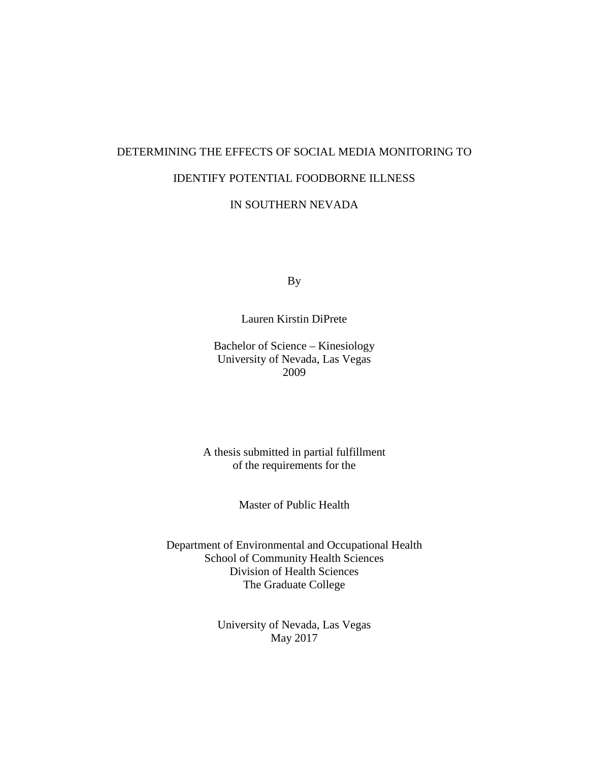# DETERMINING THE EFFECTS OF SOCIAL MEDIA MONITORING TO IDENTIFY POTENTIAL FOODBORNE ILLNESS IN SOUTHERN NEVADA

By

Lauren Kirstin DiPrete

Bachelor of Science – Kinesiology
University of Nevada, Las Vegas
2009

A thesis submitted in partial fulfillment
of the requirements for the

Master of Public Health

Department of Environmental and Occupational Health
School of Community Health Sciences
Division of Health Sciences
The Graduate College

University of Nevada, Las Vegas
May 2017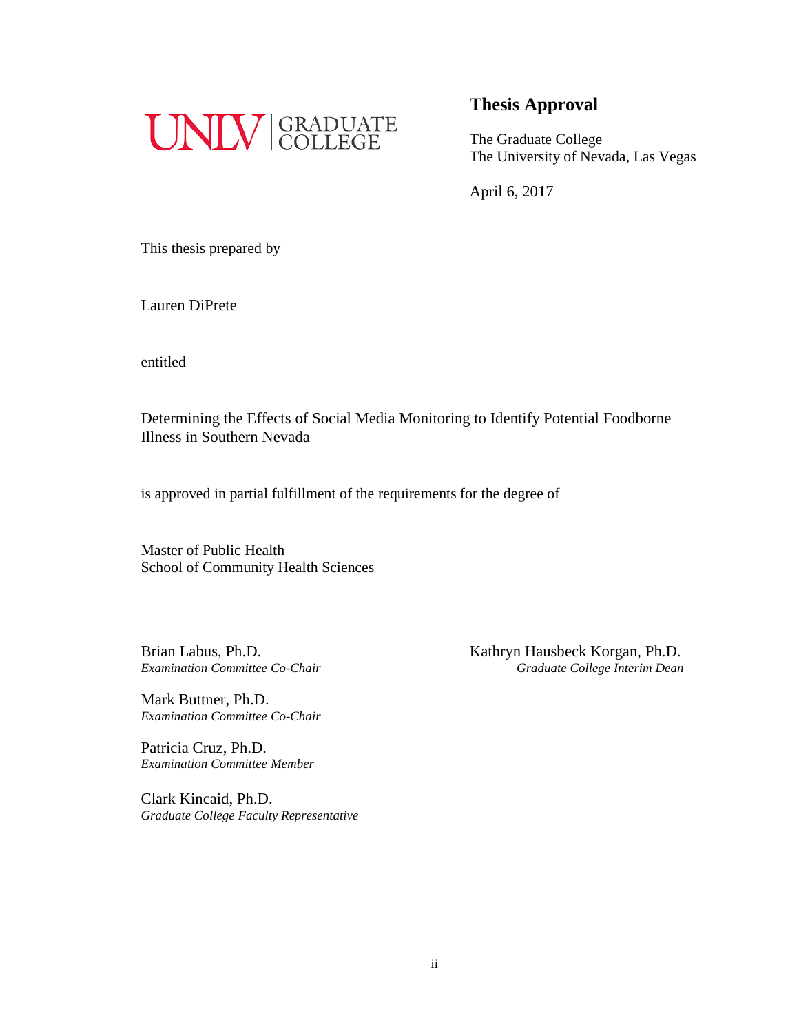UNLV | GRADUATE COLLEGE

## Thesis Approval

The Graduate College
The University of Nevada, Las Vegas

April 6, 2017

This thesis prepared by

Lauren DiPrete

entitled

Determining the Effects of Social Media Monitoring to Identify Potential Foodborne Illness in Southern Nevada

is approved in partial fulfillment of the requirements for the degree of

Master of Public Health
School of Community Health Sciences

Brian Labus, Ph.D.
*Examination Committee Co-Chair*

Mark Buttner, Ph.D.
*Examination Committee Co-Chair*

Patricia Cruz, Ph.D.
*Examination Committee Member*

Clark Kincaid, Ph.D.
*Graduate College Faculty Representative*

Kathryn Hausbeck Korgan, Ph.D.
*Graduate College Interim Dean*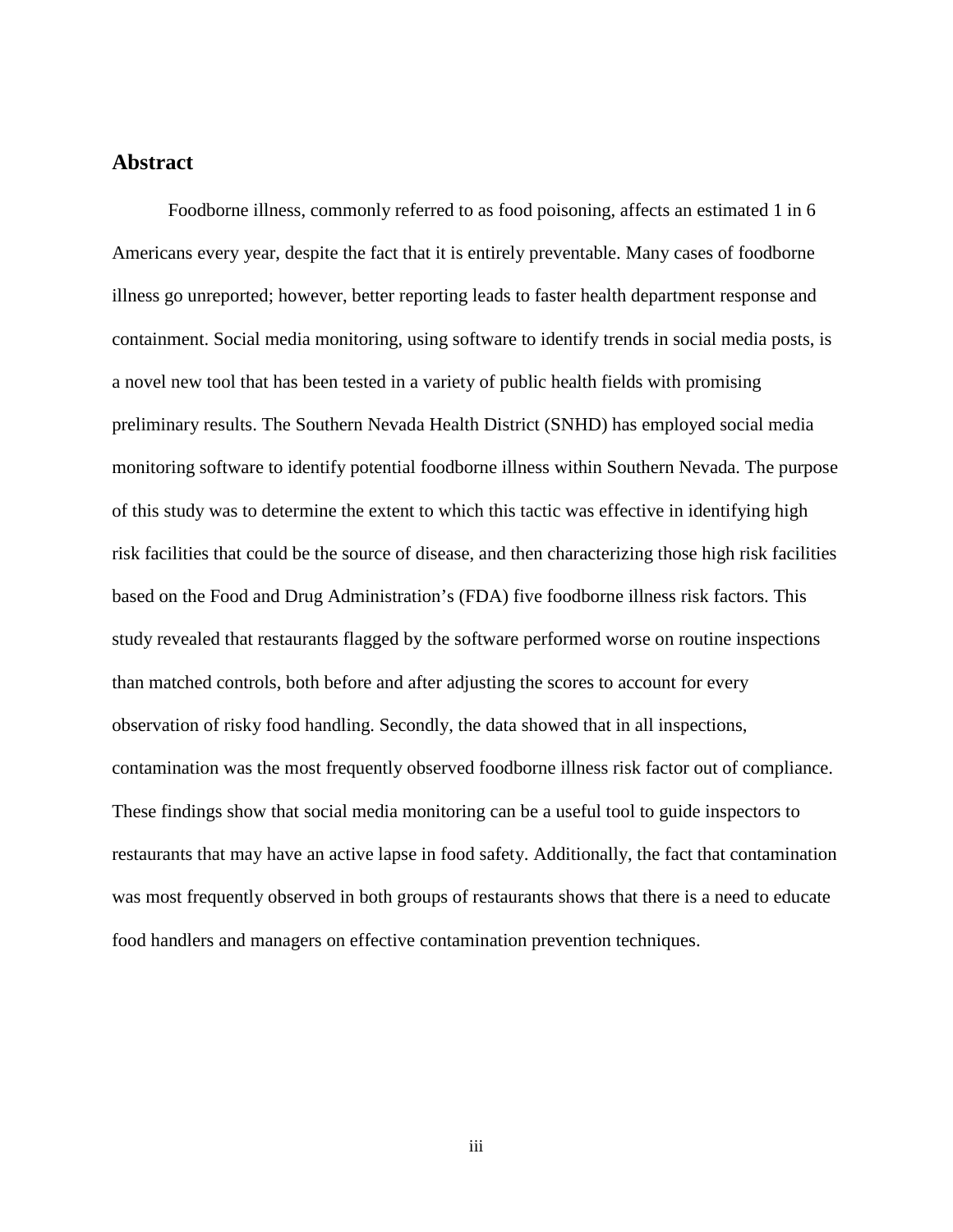## Abstract

Foodborne illness, commonly referred to as food poisoning, affects an estimated 1 in 6 Americans every year, despite the fact that it is entirely preventable. Many cases of foodborne illness go unreported; however, better reporting leads to faster health department response and containment. Social media monitoring, using software to identify trends in social media posts, is a novel new tool that has been tested in a variety of public health fields with promising preliminary results. The Southern Nevada Health District (SNHD) has employed social media monitoring software to identify potential foodborne illness within Southern Nevada. The purpose of this study was to determine the extent to which this tactic was effective in identifying high risk facilities that could be the source of disease, and then characterizing those high risk facilities based on the Food and Drug Administration's (FDA) five foodborne illness risk factors. This study revealed that restaurants flagged by the software performed worse on routine inspections than matched controls, both before and after adjusting the scores to account for every observation of risky food handling. Secondly, the data showed that in all inspections, contamination was the most frequently observed foodborne illness risk factor out of compliance. These findings show that social media monitoring can be a useful tool to guide inspectors to restaurants that may have an active lapse in food safety. Additionally, the fact that contamination was most frequently observed in both groups of restaurants shows that there is a need to educate food handlers and managers on effective contamination prevention techniques.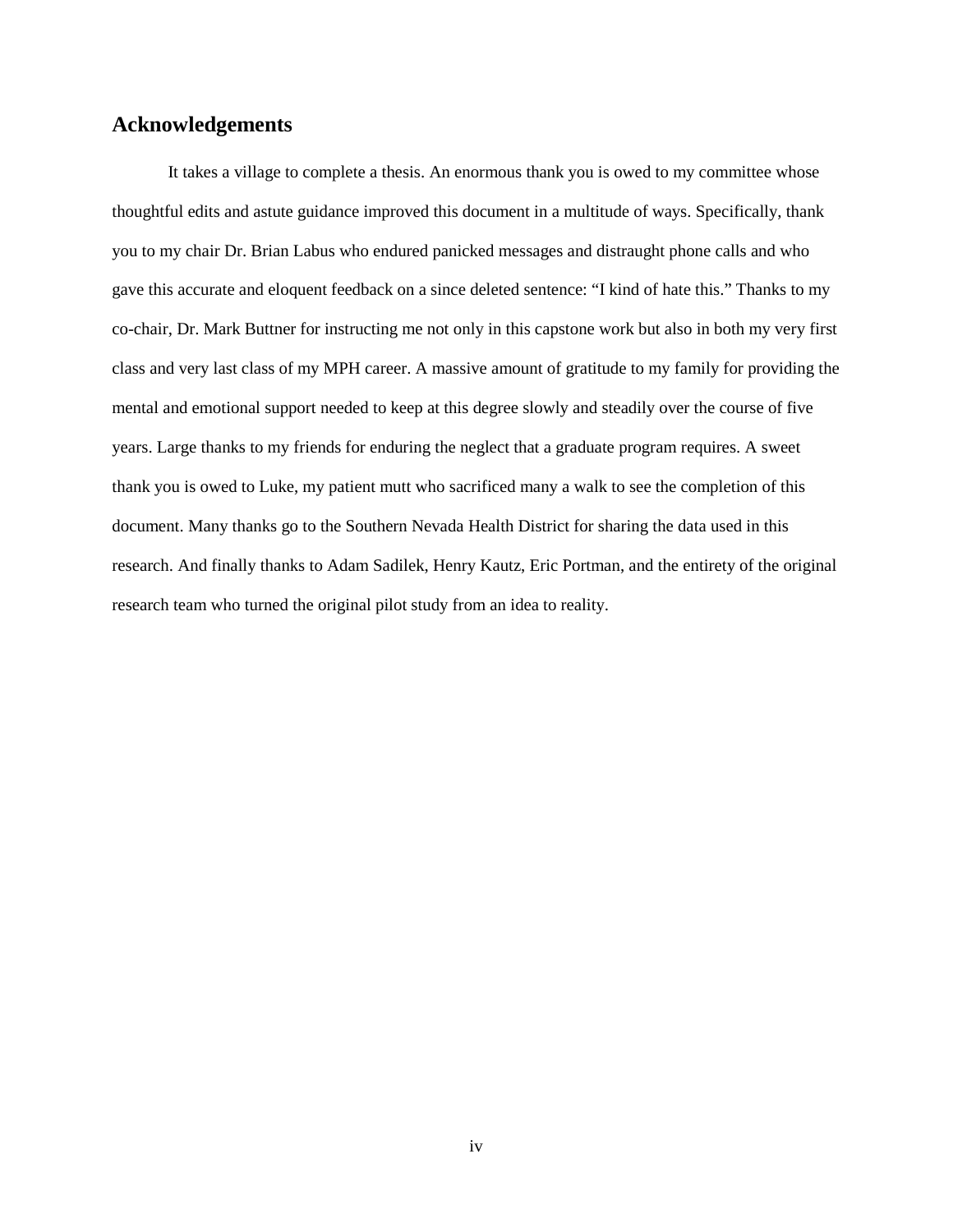## Acknowledgements

It takes a village to complete a thesis. An enormous thank you is owed to my committee whose thoughtful edits and astute guidance improved this document in a multitude of ways. Specifically, thank you to my chair Dr. Brian Labus who endured panicked messages and distraught phone calls and who gave this accurate and eloquent feedback on a since deleted sentence: "I kind of hate this." Thanks to my co-chair, Dr. Mark Buttner for instructing me not only in this capstone work but also in both my very first class and very last class of my MPH career. A massive amount of gratitude to my family for providing the mental and emotional support needed to keep at this degree slowly and steadily over the course of five years. Large thanks to my friends for enduring the neglect that a graduate program requires. A sweet thank you is owed to Luke, my patient mutt who sacrificed many a walk to see the completion of this document. Many thanks go to the Southern Nevada Health District for sharing the data used in this research. And finally thanks to Adam Sadilek, Henry Kautz, Eric Portman, and the entirety of the original research team who turned the original pilot study from an idea to reality.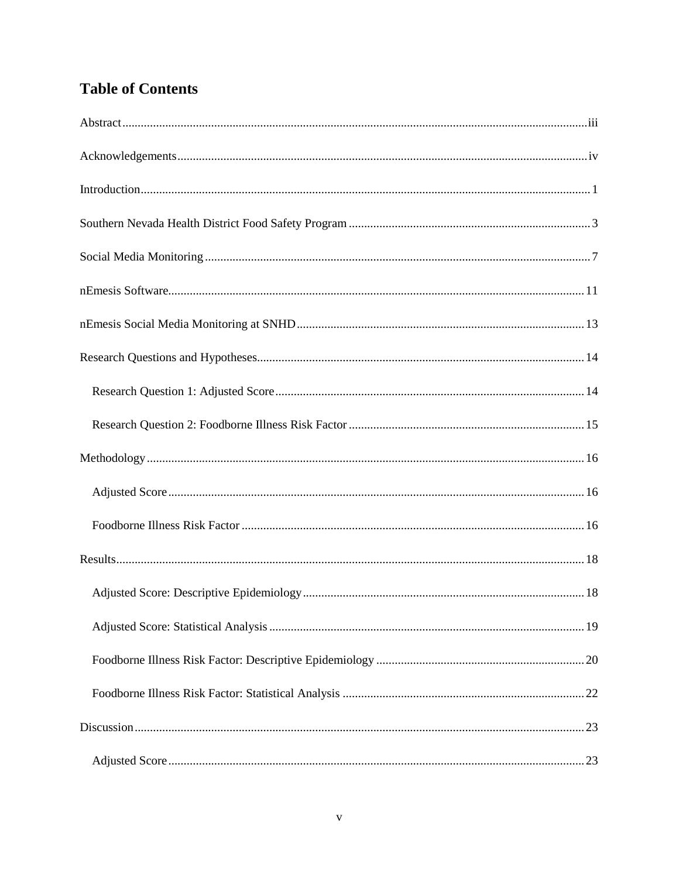# Table of Contents

Abstract ........ iii

Acknowledgements ........ iv

Introduction ........ 1

Southern Nevada Health District Food Safety Program ........ 3

Social Media Monitoring ........ 7

nEmesis Software ........ 11

nEmesis Social Media Monitoring at SNHD ........ 13

Research Questions and Hypotheses ........ 14

- Research Question 1: Adjusted Score ........ 14
- Research Question 2: Foodborne Illness Risk Factor ........ 15

Methodology ........ 16

- Adjusted Score ........ 16
- Foodborne Illness Risk Factor ........ 16

Results ........ 18

- Adjusted Score: Descriptive Epidemiology ........ 18
- Adjusted Score: Statistical Analysis ........ 19
- Foodborne Illness Risk Factor: Descriptive Epidemiology ........ 20
- Foodborne Illness Risk Factor: Statistical Analysis ........ 22

Discussion ........ 23

- Adjusted Score ........ 23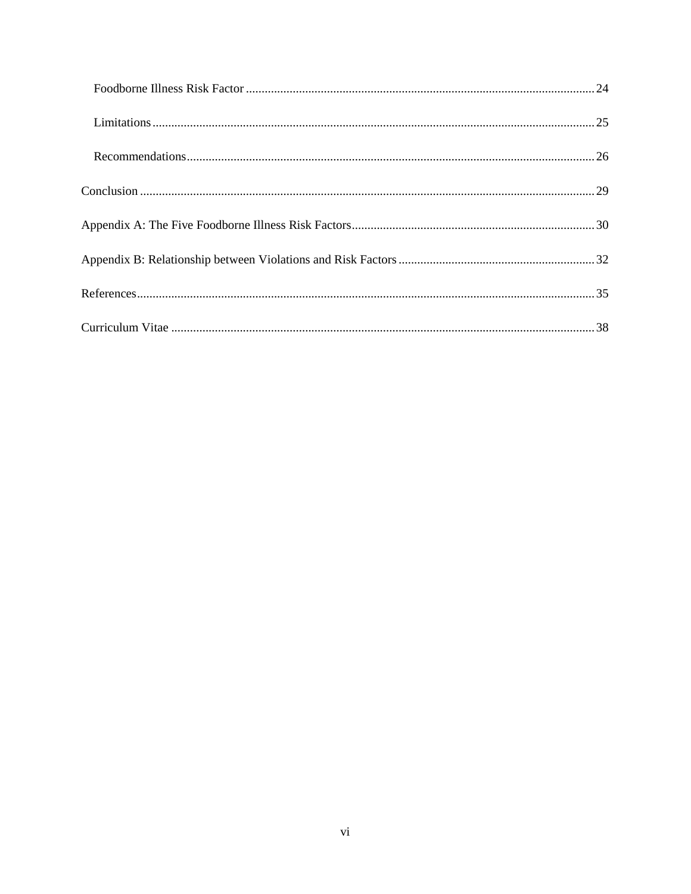Foodborne Illness Risk Factor ........................................................................................................ 24

Limitations ..................................................................................................................................... 25

Recommendations .......................................................................................................................... 26

Conclusion ......................................................................................................................................... 29

Appendix A: The Five Foodborne Illness Risk Factors ..................................................................... 30

Appendix B: Relationship between Violations and Risk Factors ...................................................... 32

References .......................................................................................................................................... 35

Curriculum Vitae ............................................................................................................................... 38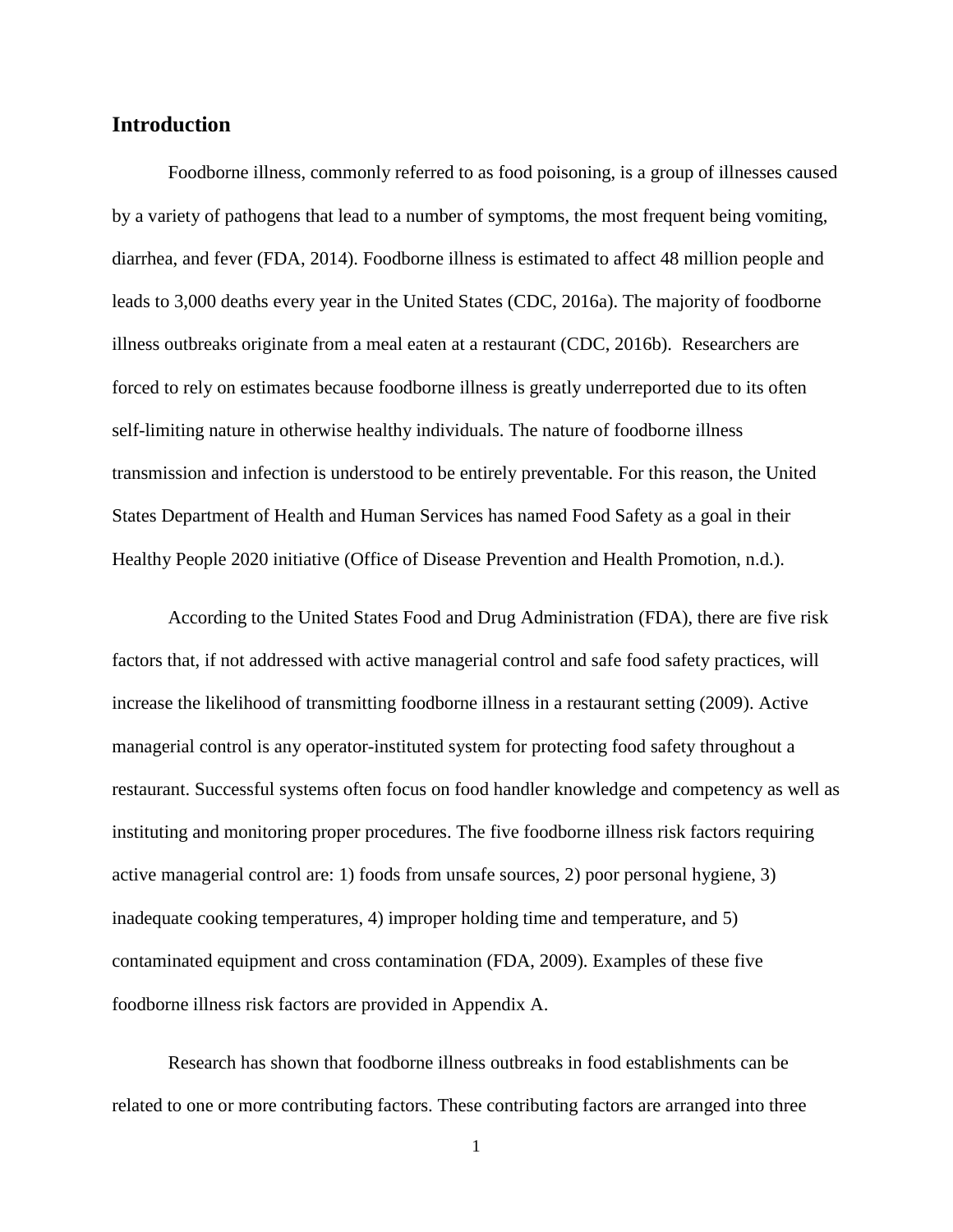## Introduction

Foodborne illness, commonly referred to as food poisoning, is a group of illnesses caused by a variety of pathogens that lead to a number of symptoms, the most frequent being vomiting, diarrhea, and fever (FDA, 2014). Foodborne illness is estimated to affect 48 million people and leads to 3,000 deaths every year in the United States (CDC, 2016a). The majority of foodborne illness outbreaks originate from a meal eaten at a restaurant (CDC, 2016b). Researchers are forced to rely on estimates because foodborne illness is greatly underreported due to its often self-limiting nature in otherwise healthy individuals. The nature of foodborne illness transmission and infection is understood to be entirely preventable. For this reason, the United States Department of Health and Human Services has named Food Safety as a goal in their Healthy People 2020 initiative (Office of Disease Prevention and Health Promotion, n.d.).

According to the United States Food and Drug Administration (FDA), there are five risk factors that, if not addressed with active managerial control and safe food safety practices, will increase the likelihood of transmitting foodborne illness in a restaurant setting (2009). Active managerial control is any operator-instituted system for protecting food safety throughout a restaurant. Successful systems often focus on food handler knowledge and competency as well as instituting and monitoring proper procedures. The five foodborne illness risk factors requiring active managerial control are: 1) foods from unsafe sources, 2) poor personal hygiene, 3) inadequate cooking temperatures, 4) improper holding time and temperature, and 5) contaminated equipment and cross contamination (FDA, 2009). Examples of these five foodborne illness risk factors are provided in Appendix A.

Research has shown that foodborne illness outbreaks in food establishments can be related to one or more contributing factors. These contributing factors are arranged into three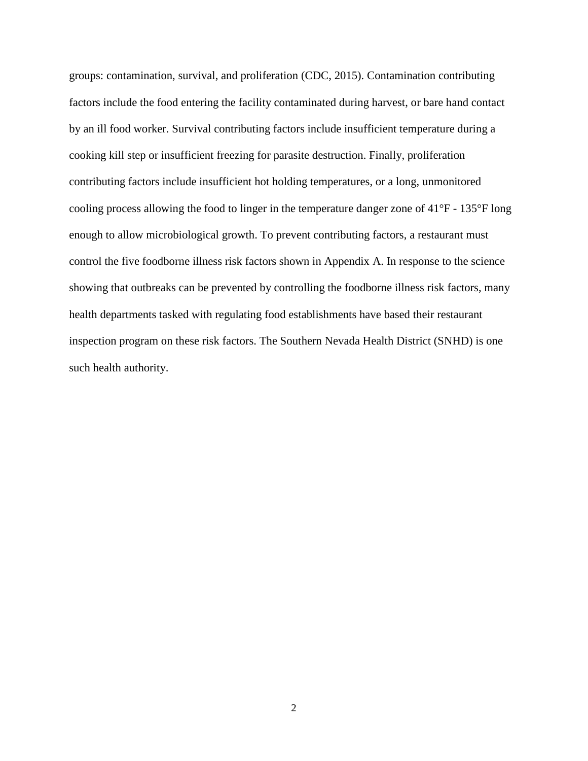groups: contamination, survival, and proliferation (CDC, 2015). Contamination contributing factors include the food entering the facility contaminated during harvest, or bare hand contact by an ill food worker. Survival contributing factors include insufficient temperature during a cooking kill step or insufficient freezing for parasite destruction. Finally, proliferation contributing factors include insufficient hot holding temperatures, or a long, unmonitored cooling process allowing the food to linger in the temperature danger zone of 41°F - 135°F long enough to allow microbiological growth. To prevent contributing factors, a restaurant must control the five foodborne illness risk factors shown in Appendix A. In response to the science showing that outbreaks can be prevented by controlling the foodborne illness risk factors, many health departments tasked with regulating food establishments have based their restaurant inspection program on these risk factors. The Southern Nevada Health District (SNHD) is one such health authority.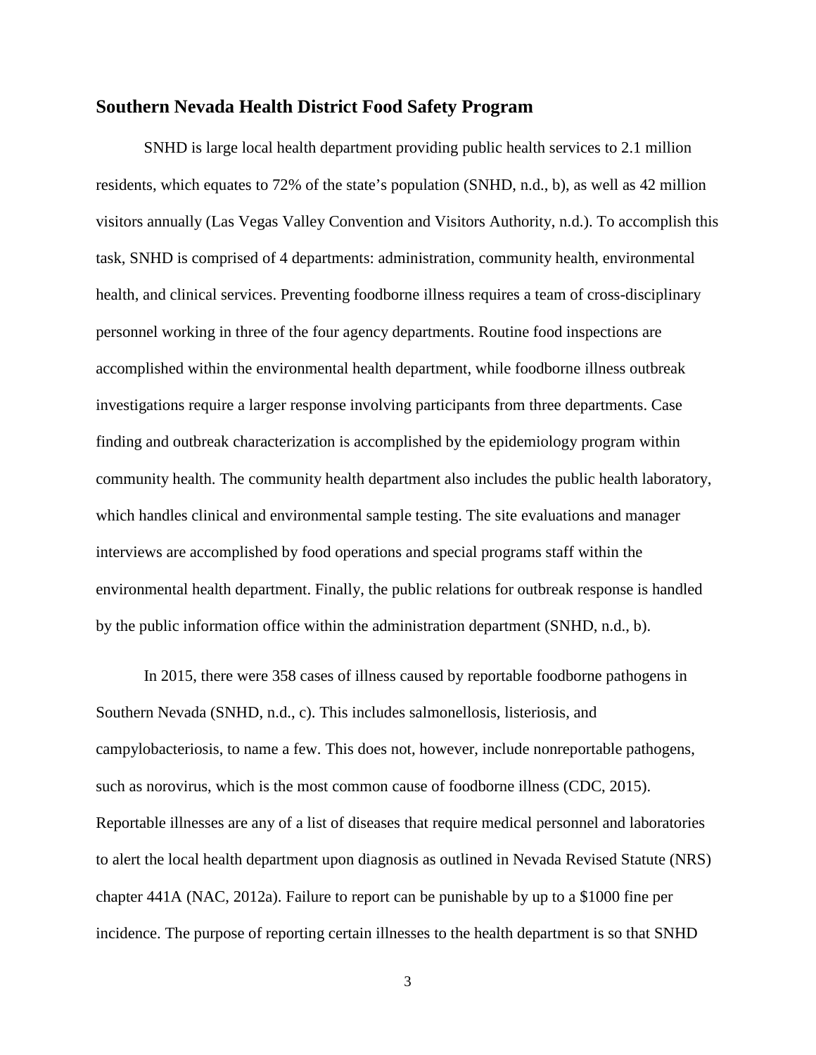## Southern Nevada Health District Food Safety Program

SNHD is large local health department providing public health services to 2.1 million residents, which equates to 72% of the state's population (SNHD, n.d., b), as well as 42 million visitors annually (Las Vegas Valley Convention and Visitors Authority, n.d.). To accomplish this task, SNHD is comprised of 4 departments: administration, community health, environmental health, and clinical services. Preventing foodborne illness requires a team of cross-disciplinary personnel working in three of the four agency departments. Routine food inspections are accomplished within the environmental health department, while foodborne illness outbreak investigations require a larger response involving participants from three departments. Case finding and outbreak characterization is accomplished by the epidemiology program within community health. The community health department also includes the public health laboratory, which handles clinical and environmental sample testing. The site evaluations and manager interviews are accomplished by food operations and special programs staff within the environmental health department. Finally, the public relations for outbreak response is handled by the public information office within the administration department (SNHD, n.d., b).

In 2015, there were 358 cases of illness caused by reportable foodborne pathogens in Southern Nevada (SNHD, n.d., c). This includes salmonellosis, listeriosis, and campylobacteriosis, to name a few. This does not, however, include nonreportable pathogens, such as norovirus, which is the most common cause of foodborne illness (CDC, 2015). Reportable illnesses are any of a list of diseases that require medical personnel and laboratories to alert the local health department upon diagnosis as outlined in Nevada Revised Statute (NRS) chapter 441A (NAC, 2012a). Failure to report can be punishable by up to a $1000 fine per incidence. The purpose of reporting certain illnesses to the health department is so that SNHD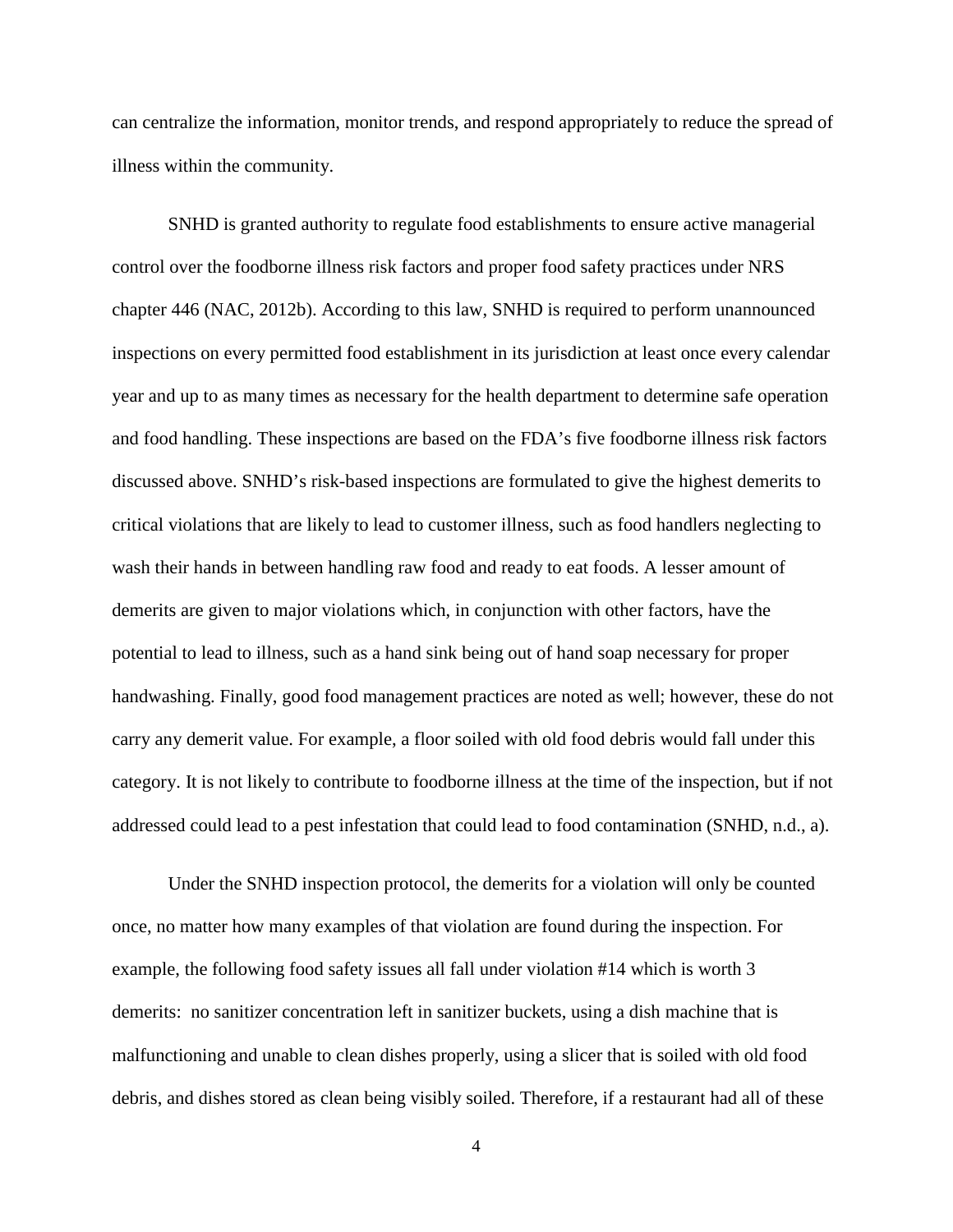can centralize the information, monitor trends, and respond appropriately to reduce the spread of illness within the community.

SNHD is granted authority to regulate food establishments to ensure active managerial control over the foodborne illness risk factors and proper food safety practices under NRS chapter 446 (NAC, 2012b). According to this law, SNHD is required to perform unannounced inspections on every permitted food establishment in its jurisdiction at least once every calendar year and up to as many times as necessary for the health department to determine safe operation and food handling. These inspections are based on the FDA's five foodborne illness risk factors discussed above. SNHD's risk-based inspections are formulated to give the highest demerits to critical violations that are likely to lead to customer illness, such as food handlers neglecting to wash their hands in between handling raw food and ready to eat foods. A lesser amount of demerits are given to major violations which, in conjunction with other factors, have the potential to lead to illness, such as a hand sink being out of hand soap necessary for proper handwashing. Finally, good food management practices are noted as well; however, these do not carry any demerit value. For example, a floor soiled with old food debris would fall under this category. It is not likely to contribute to foodborne illness at the time of the inspection, but if not addressed could lead to a pest infestation that could lead to food contamination (SNHD, n.d., a).

Under the SNHD inspection protocol, the demerits for a violation will only be counted once, no matter how many examples of that violation are found during the inspection. For example, the following food safety issues all fall under violation #14 which is worth 3 demerits: no sanitizer concentration left in sanitizer buckets, using a dish machine that is malfunctioning and unable to clean dishes properly, using a slicer that is soiled with old food debris, and dishes stored as clean being visibly soiled. Therefore, if a restaurant had all of these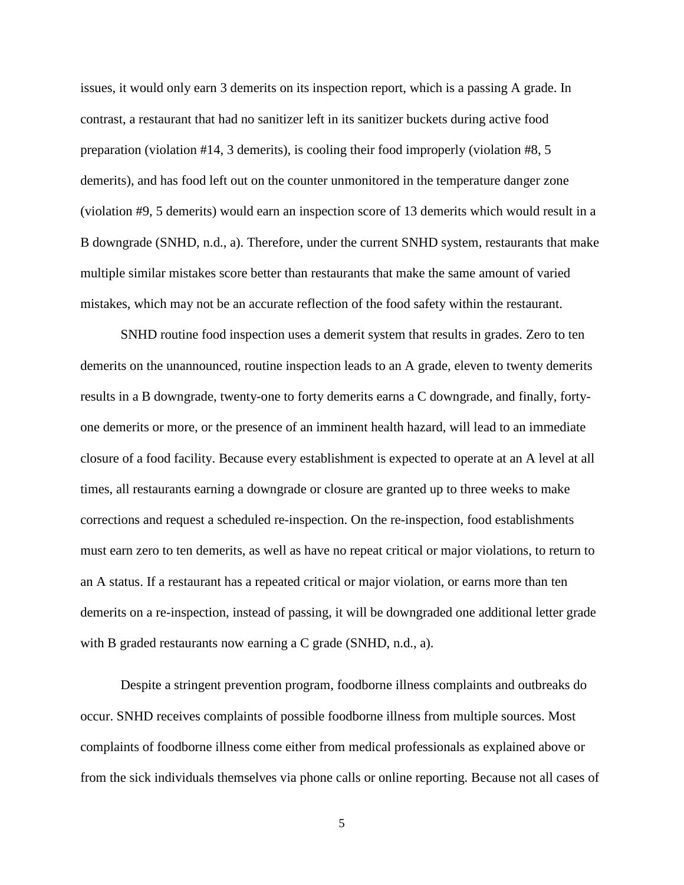issues, it would only earn 3 demerits on its inspection report, which is a passing A grade. In contrast, a restaurant that had no sanitizer left in its sanitizer buckets during active food preparation (violation #14, 3 demerits), is cooling their food improperly (violation #8, 5 demerits), and has food left out on the counter unmonitored in the temperature danger zone (violation #9, 5 demerits) would earn an inspection score of 13 demerits which would result in a B downgrade (SNHD, n.d., a). Therefore, under the current SNHD system, restaurants that make multiple similar mistakes score better than restaurants that make the same amount of varied mistakes, which may not be an accurate reflection of the food safety within the restaurant.

SNHD routine food inspection uses a demerit system that results in grades. Zero to ten demerits on the unannounced, routine inspection leads to an A grade, eleven to twenty demerits results in a B downgrade, twenty-one to forty demerits earns a C downgrade, and finally, forty-one demerits or more, or the presence of an imminent health hazard, will lead to an immediate closure of a food facility. Because every establishment is expected to operate at an A level at all times, all restaurants earning a downgrade or closure are granted up to three weeks to make corrections and request a scheduled re-inspection. On the re-inspection, food establishments must earn zero to ten demerits, as well as have no repeat critical or major violations, to return to an A status. If a restaurant has a repeated critical or major violation, or earns more than ten demerits on a re-inspection, instead of passing, it will be downgraded one additional letter grade with B graded restaurants now earning a C grade (SNHD, n.d., a).

Despite a stringent prevention program, foodborne illness complaints and outbreaks do occur. SNHD receives complaints of possible foodborne illness from multiple sources. Most complaints of foodborne illness come either from medical professionals as explained above or from the sick individuals themselves via phone calls or online reporting. Because not all cases of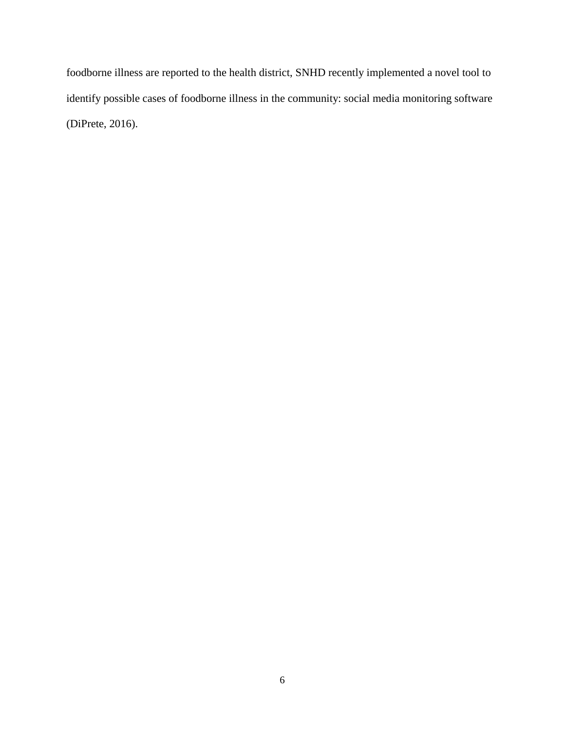foodborne illness are reported to the health district, SNHD recently implemented a novel tool to identify possible cases of foodborne illness in the community: social media monitoring software (DiPrete, 2016).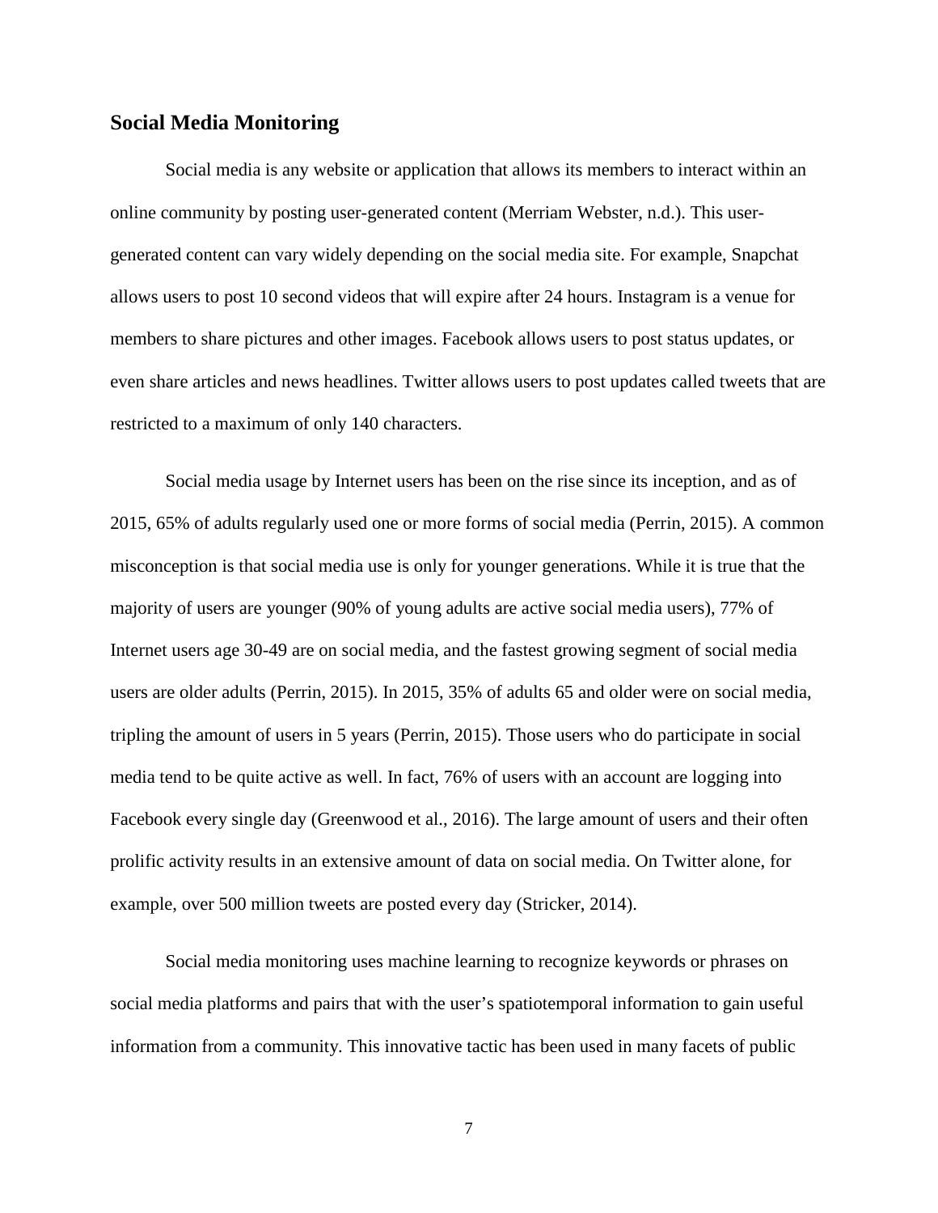## Social Media Monitoring

Social media is any website or application that allows its members to interact within an online community by posting user-generated content (Merriam Webster, n.d.). This user-generated content can vary widely depending on the social media site. For example, Snapchat allows users to post 10 second videos that will expire after 24 hours. Instagram is a venue for members to share pictures and other images. Facebook allows users to post status updates, or even share articles and news headlines. Twitter allows users to post updates called tweets that are restricted to a maximum of only 140 characters.

Social media usage by Internet users has been on the rise since its inception, and as of 2015, 65% of adults regularly used one or more forms of social media (Perrin, 2015). A common misconception is that social media use is only for younger generations. While it is true that the majority of users are younger (90% of young adults are active social media users), 77% of Internet users age 30-49 are on social media, and the fastest growing segment of social media users are older adults (Perrin, 2015). In 2015, 35% of adults 65 and older were on social media, tripling the amount of users in 5 years (Perrin, 2015). Those users who do participate in social media tend to be quite active as well. In fact, 76% of users with an account are logging into Facebook every single day (Greenwood et al., 2016). The large amount of users and their often prolific activity results in an extensive amount of data on social media. On Twitter alone, for example, over 500 million tweets are posted every day (Stricker, 2014).

Social media monitoring uses machine learning to recognize keywords or phrases on social media platforms and pairs that with the user's spatiotemporal information to gain useful information from a community. This innovative tactic has been used in many facets of public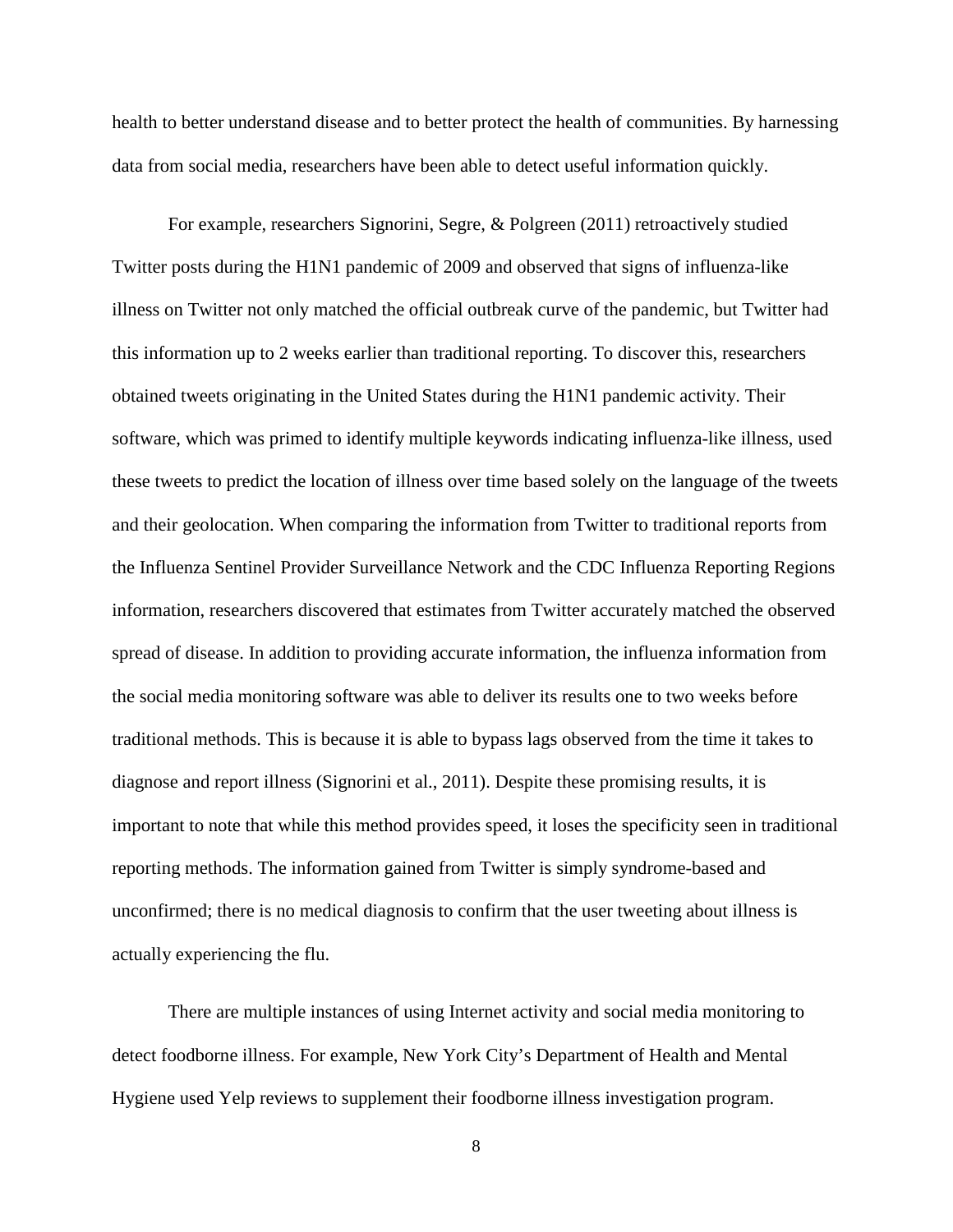health to better understand disease and to better protect the health of communities. By harnessing data from social media, researchers have been able to detect useful information quickly.

For example, researchers Signorini, Segre, & Polgreen (2011) retroactively studied Twitter posts during the H1N1 pandemic of 2009 and observed that signs of influenza-like illness on Twitter not only matched the official outbreak curve of the pandemic, but Twitter had this information up to 2 weeks earlier than traditional reporting. To discover this, researchers obtained tweets originating in the United States during the H1N1 pandemic activity. Their software, which was primed to identify multiple keywords indicating influenza-like illness, used these tweets to predict the location of illness over time based solely on the language of the tweets and their geolocation. When comparing the information from Twitter to traditional reports from the Influenza Sentinel Provider Surveillance Network and the CDC Influenza Reporting Regions information, researchers discovered that estimates from Twitter accurately matched the observed spread of disease. In addition to providing accurate information, the influenza information from the social media monitoring software was able to deliver its results one to two weeks before traditional methods. This is because it is able to bypass lags observed from the time it takes to diagnose and report illness (Signorini et al., 2011). Despite these promising results, it is important to note that while this method provides speed, it loses the specificity seen in traditional reporting methods. The information gained from Twitter is simply syndrome-based and unconfirmed; there is no medical diagnosis to confirm that the user tweeting about illness is actually experiencing the flu.

There are multiple instances of using Internet activity and social media monitoring to detect foodborne illness. For example, New York City's Department of Health and Mental Hygiene used Yelp reviews to supplement their foodborne illness investigation program.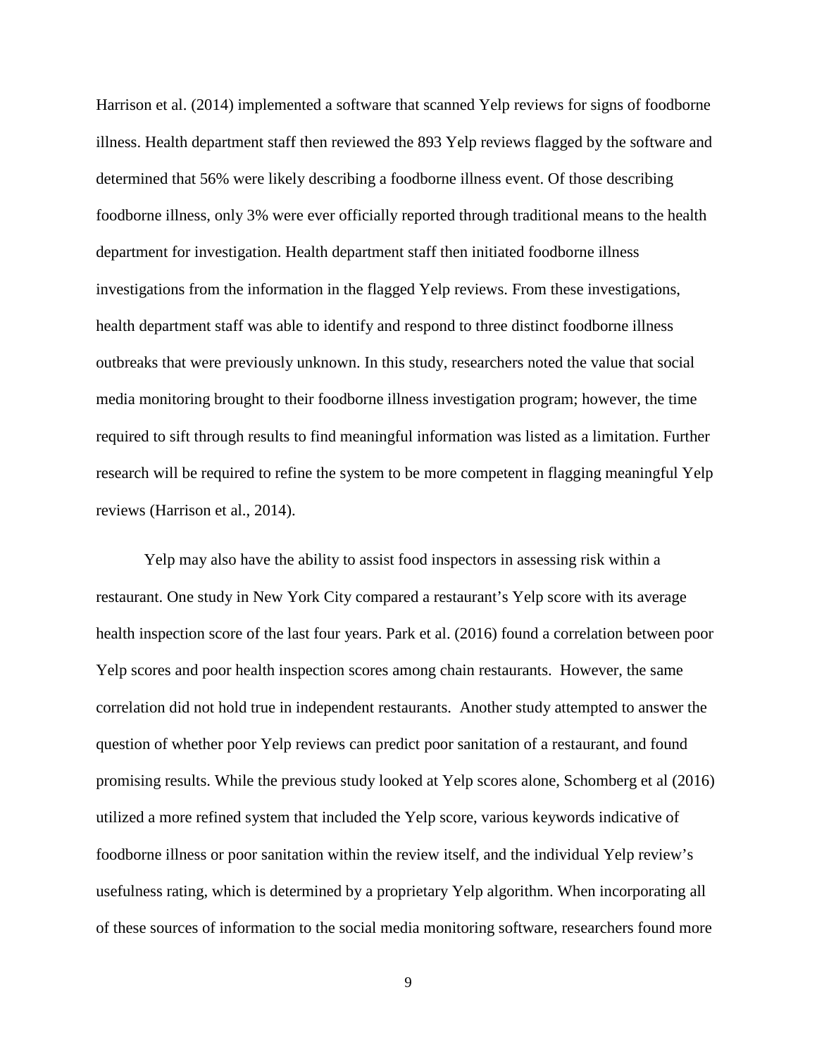Harrison et al. (2014) implemented a software that scanned Yelp reviews for signs of foodborne illness. Health department staff then reviewed the 893 Yelp reviews flagged by the software and determined that 56% were likely describing a foodborne illness event. Of those describing foodborne illness, only 3% were ever officially reported through traditional means to the health department for investigation. Health department staff then initiated foodborne illness investigations from the information in the flagged Yelp reviews. From these investigations, health department staff was able to identify and respond to three distinct foodborne illness outbreaks that were previously unknown. In this study, researchers noted the value that social media monitoring brought to their foodborne illness investigation program; however, the time required to sift through results to find meaningful information was listed as a limitation. Further research will be required to refine the system to be more competent in flagging meaningful Yelp reviews (Harrison et al., 2014).

Yelp may also have the ability to assist food inspectors in assessing risk within a restaurant. One study in New York City compared a restaurant's Yelp score with its average health inspection score of the last four years. Park et al. (2016) found a correlation between poor Yelp scores and poor health inspection scores among chain restaurants. However, the same correlation did not hold true in independent restaurants. Another study attempted to answer the question of whether poor Yelp reviews can predict poor sanitation of a restaurant, and found promising results. While the previous study looked at Yelp scores alone, Schomberg et al (2016) utilized a more refined system that included the Yelp score, various keywords indicative of foodborne illness or poor sanitation within the review itself, and the individual Yelp review's usefulness rating, which is determined by a proprietary Yelp algorithm. When incorporating all of these sources of information to the social media monitoring software, researchers found more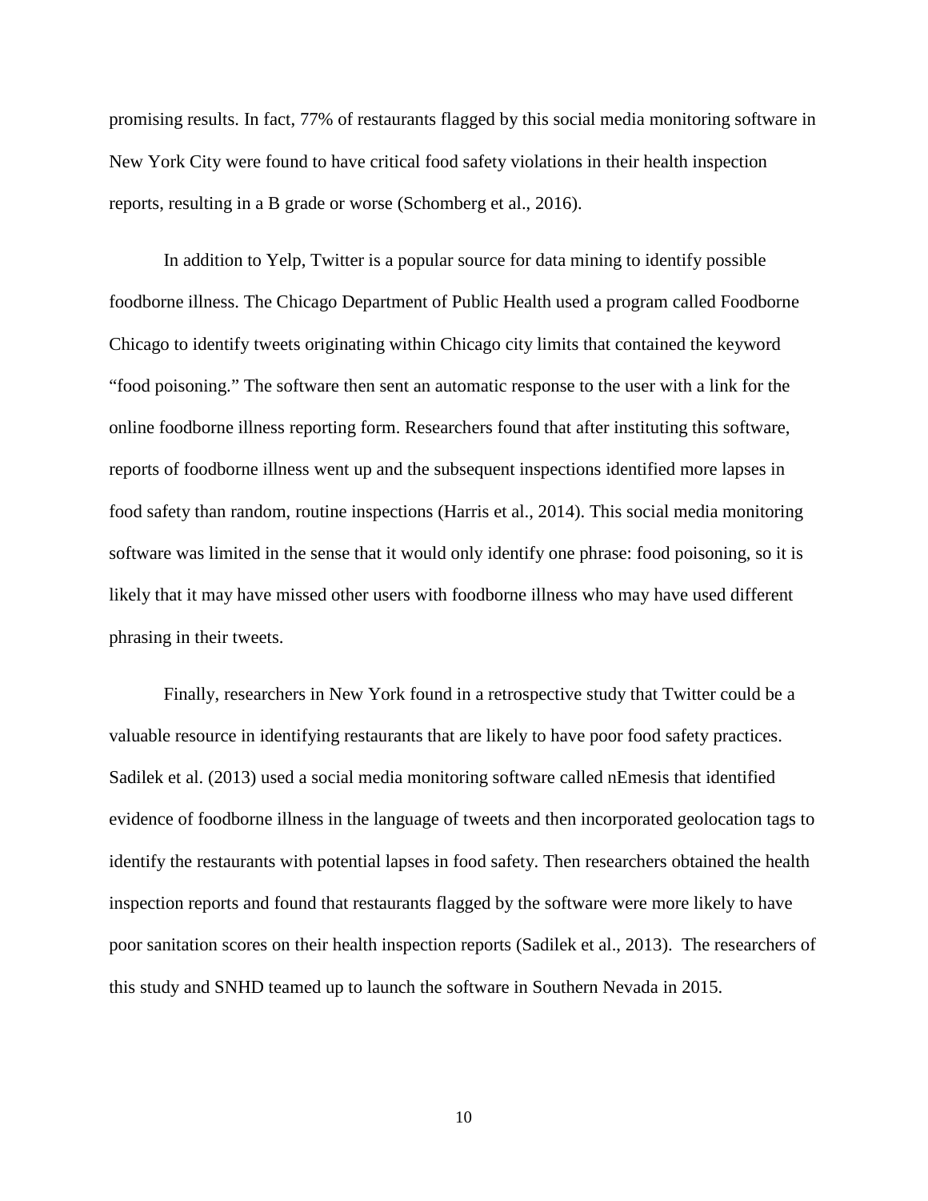promising results. In fact, 77% of restaurants flagged by this social media monitoring software in New York City were found to have critical food safety violations in their health inspection reports, resulting in a B grade or worse (Schomberg et al., 2016).

In addition to Yelp, Twitter is a popular source for data mining to identify possible foodborne illness. The Chicago Department of Public Health used a program called Foodborne Chicago to identify tweets originating within Chicago city limits that contained the keyword "food poisoning." The software then sent an automatic response to the user with a link for the online foodborne illness reporting form. Researchers found that after instituting this software, reports of foodborne illness went up and the subsequent inspections identified more lapses in food safety than random, routine inspections (Harris et al., 2014). This social media monitoring software was limited in the sense that it would only identify one phrase: food poisoning, so it is likely that it may have missed other users with foodborne illness who may have used different phrasing in their tweets.

Finally, researchers in New York found in a retrospective study that Twitter could be a valuable resource in identifying restaurants that are likely to have poor food safety practices. Sadilek et al. (2013) used a social media monitoring software called nEmesis that identified evidence of foodborne illness in the language of tweets and then incorporated geolocation tags to identify the restaurants with potential lapses in food safety. Then researchers obtained the health inspection reports and found that restaurants flagged by the software were more likely to have poor sanitation scores on their health inspection reports (Sadilek et al., 2013). The researchers of this study and SNHD teamed up to launch the software in Southern Nevada in 2015.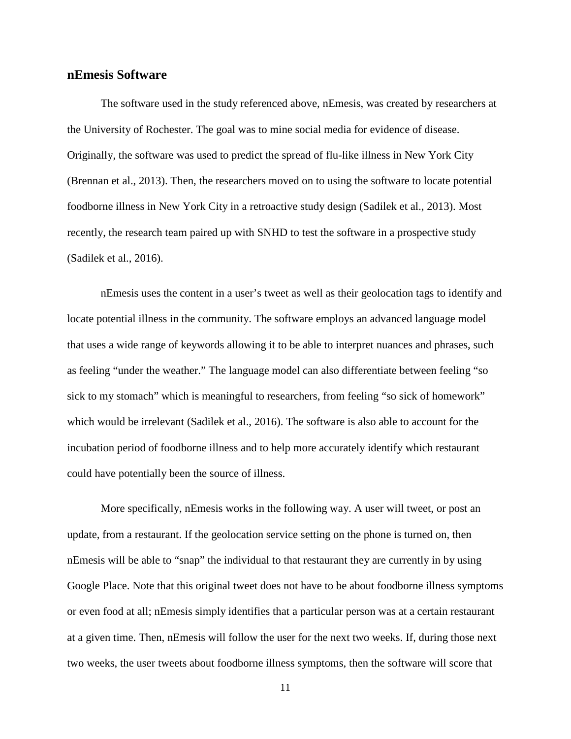## nEmesis Software

The software used in the study referenced above, nEmesis, was created by researchers at the University of Rochester. The goal was to mine social media for evidence of disease. Originally, the software was used to predict the spread of flu-like illness in New York City (Brennan et al., 2013). Then, the researchers moved on to using the software to locate potential foodborne illness in New York City in a retroactive study design (Sadilek et al., 2013). Most recently, the research team paired up with SNHD to test the software in a prospective study (Sadilek et al., 2016).

nEmesis uses the content in a user's tweet as well as their geolocation tags to identify and locate potential illness in the community. The software employs an advanced language model that uses a wide range of keywords allowing it to be able to interpret nuances and phrases, such as feeling "under the weather." The language model can also differentiate between feeling "so sick to my stomach" which is meaningful to researchers, from feeling "so sick of homework" which would be irrelevant (Sadilek et al., 2016). The software is also able to account for the incubation period of foodborne illness and to help more accurately identify which restaurant could have potentially been the source of illness.

More specifically, nEmesis works in the following way. A user will tweet, or post an update, from a restaurant. If the geolocation service setting on the phone is turned on, then nEmesis will be able to "snap" the individual to that restaurant they are currently in by using Google Place. Note that this original tweet does not have to be about foodborne illness symptoms or even food at all; nEmesis simply identifies that a particular person was at a certain restaurant at a given time. Then, nEmesis will follow the user for the next two weeks. If, during those next two weeks, the user tweets about foodborne illness symptoms, then the software will score that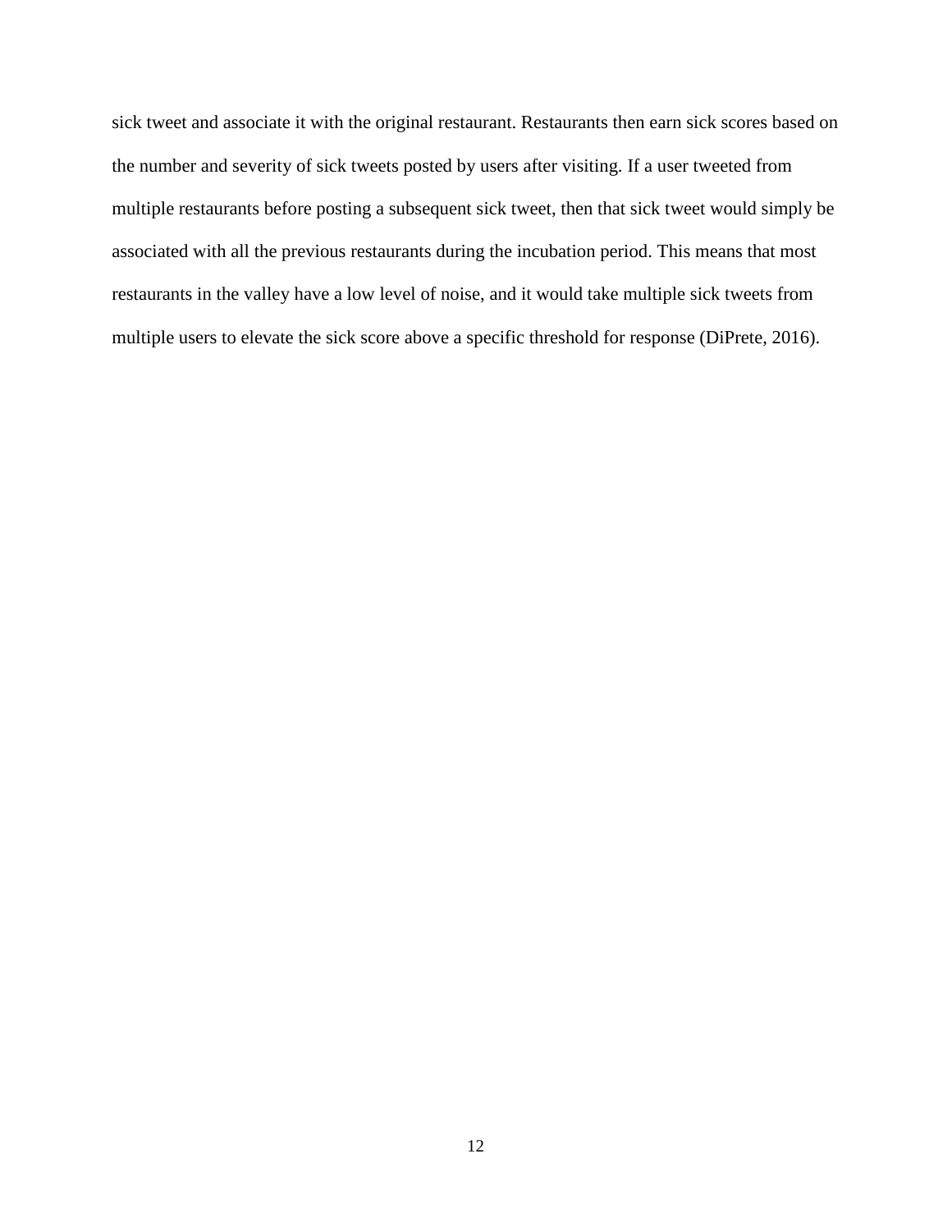sick tweet and associate it with the original restaurant. Restaurants then earn sick scores based on the number and severity of sick tweets posted by users after visiting. If a user tweeted from multiple restaurants before posting a subsequent sick tweet, then that sick tweet would simply be associated with all the previous restaurants during the incubation period. This means that most restaurants in the valley have a low level of noise, and it would take multiple sick tweets from multiple users to elevate the sick score above a specific threshold for response (DiPrete, 2016).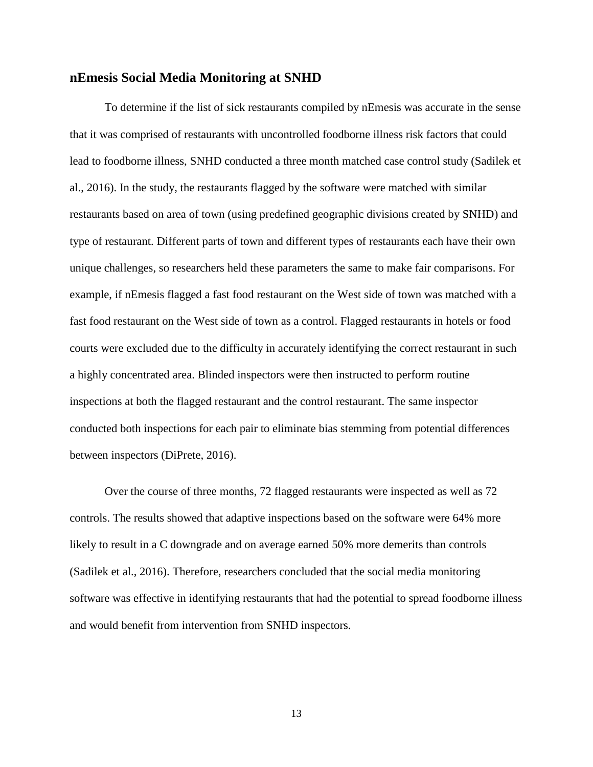## nEmesis Social Media Monitoring at SNHD

To determine if the list of sick restaurants compiled by nEmesis was accurate in the sense that it was comprised of restaurants with uncontrolled foodborne illness risk factors that could lead to foodborne illness, SNHD conducted a three month matched case control study (Sadilek et al., 2016). In the study, the restaurants flagged by the software were matched with similar restaurants based on area of town (using predefined geographic divisions created by SNHD) and type of restaurant. Different parts of town and different types of restaurants each have their own unique challenges, so researchers held these parameters the same to make fair comparisons. For example, if nEmesis flagged a fast food restaurant on the West side of town was matched with a fast food restaurant on the West side of town as a control. Flagged restaurants in hotels or food courts were excluded due to the difficulty in accurately identifying the correct restaurant in such a highly concentrated area. Blinded inspectors were then instructed to perform routine inspections at both the flagged restaurant and the control restaurant. The same inspector conducted both inspections for each pair to eliminate bias stemming from potential differences between inspectors (DiPrete, 2016).

Over the course of three months, 72 flagged restaurants were inspected as well as 72 controls. The results showed that adaptive inspections based on the software were 64% more likely to result in a C downgrade and on average earned 50% more demerits than controls (Sadilek et al., 2016). Therefore, researchers concluded that the social media monitoring software was effective in identifying restaurants that had the potential to spread foodborne illness and would benefit from intervention from SNHD inspectors.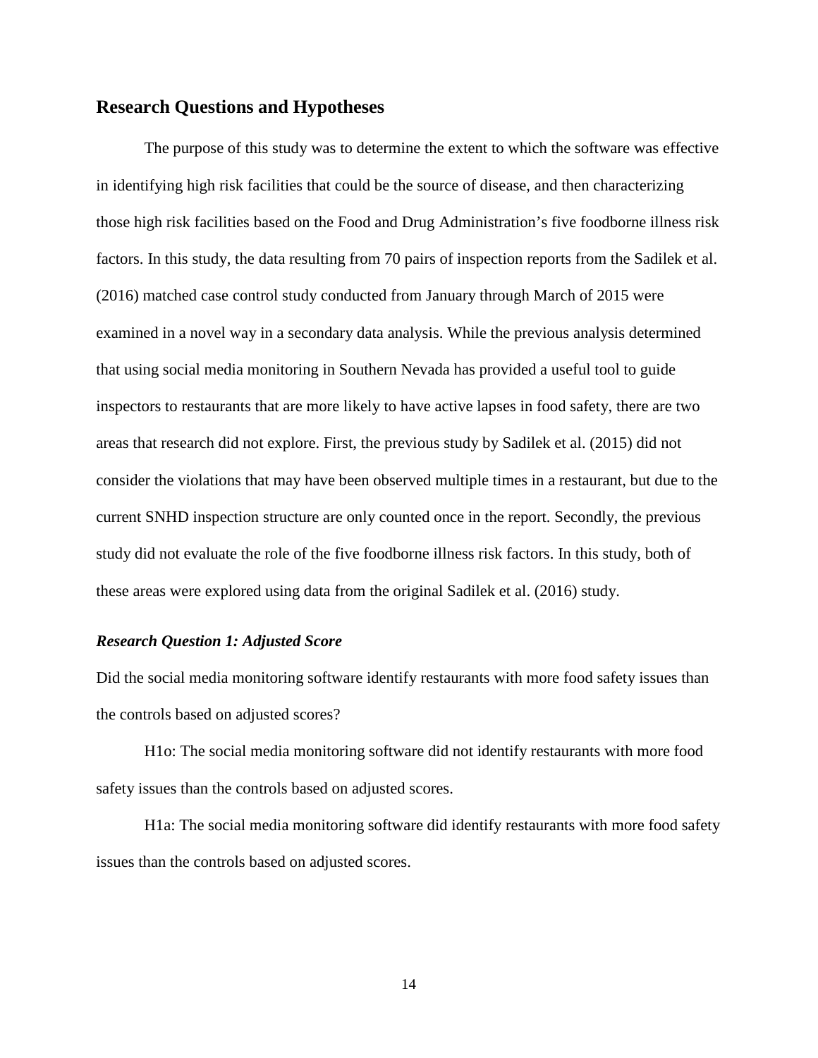## Research Questions and Hypotheses

The purpose of this study was to determine the extent to which the software was effective in identifying high risk facilities that could be the source of disease, and then characterizing those high risk facilities based on the Food and Drug Administration's five foodborne illness risk factors. In this study, the data resulting from 70 pairs of inspection reports from the Sadilek et al. (2016) matched case control study conducted from January through March of 2015 were examined in a novel way in a secondary data analysis. While the previous analysis determined that using social media monitoring in Southern Nevada has provided a useful tool to guide inspectors to restaurants that are more likely to have active lapses in food safety, there are two areas that research did not explore. First, the previous study by Sadilek et al. (2015) did not consider the violations that may have been observed multiple times in a restaurant, but due to the current SNHD inspection structure are only counted once in the report. Secondly, the previous study did not evaluate the role of the five foodborne illness risk factors. In this study, both of these areas were explored using data from the original Sadilek et al. (2016) study.

### *Research Question 1: Adjusted Score*

Did the social media monitoring software identify restaurants with more food safety issues than the controls based on adjusted scores?

H1o: The social media monitoring software did not identify restaurants with more food safety issues than the controls based on adjusted scores.

H1a: The social media monitoring software did identify restaurants with more food safety issues than the controls based on adjusted scores.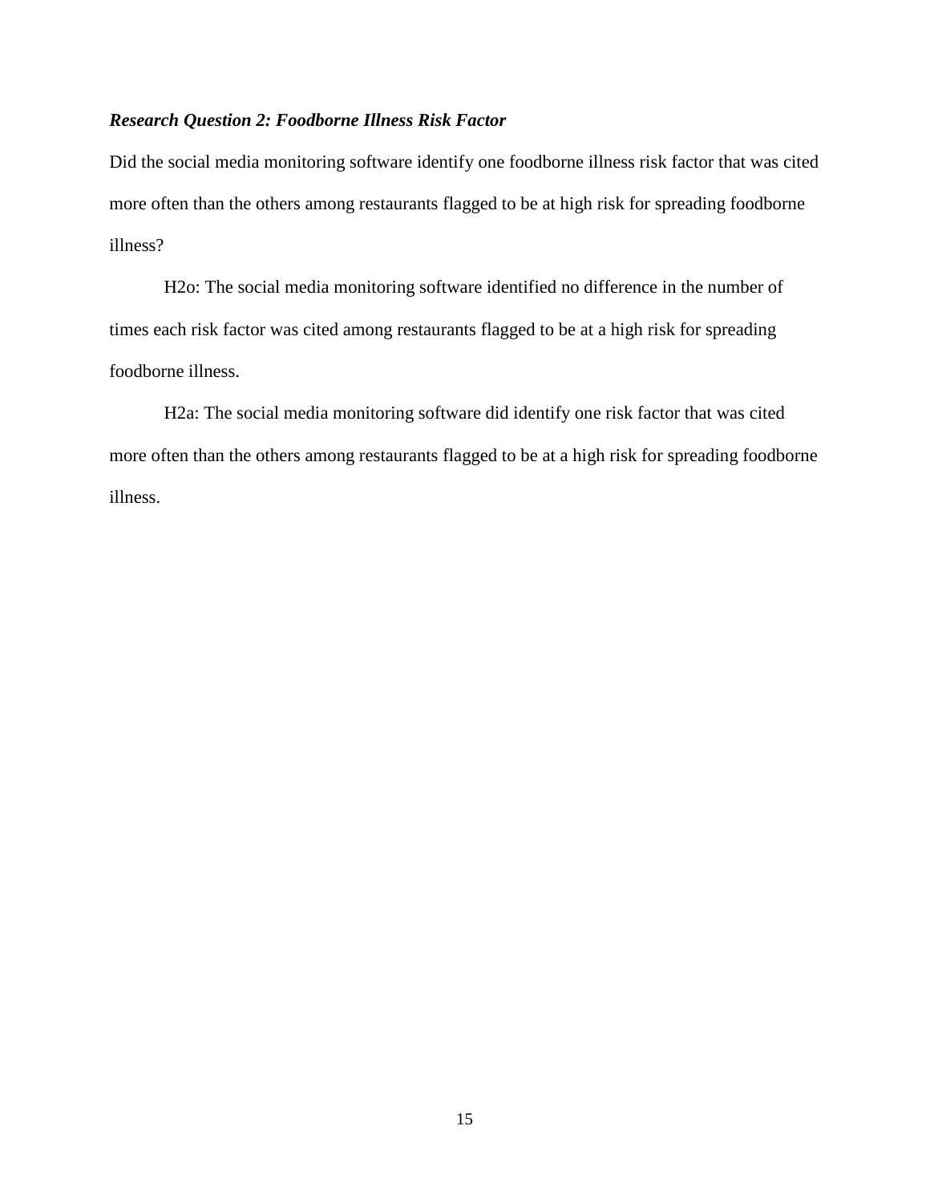### ***Research Question 2: Foodborne Illness Risk Factor***

Did the social media monitoring software identify one foodborne illness risk factor that was cited more often than the others among restaurants flagged to be at high risk for spreading foodborne illness?

H2o: The social media monitoring software identified no difference in the number of times each risk factor was cited among restaurants flagged to be at a high risk for spreading foodborne illness.

H2a: The social media monitoring software did identify one risk factor that was cited more often than the others among restaurants flagged to be at a high risk for spreading foodborne illness.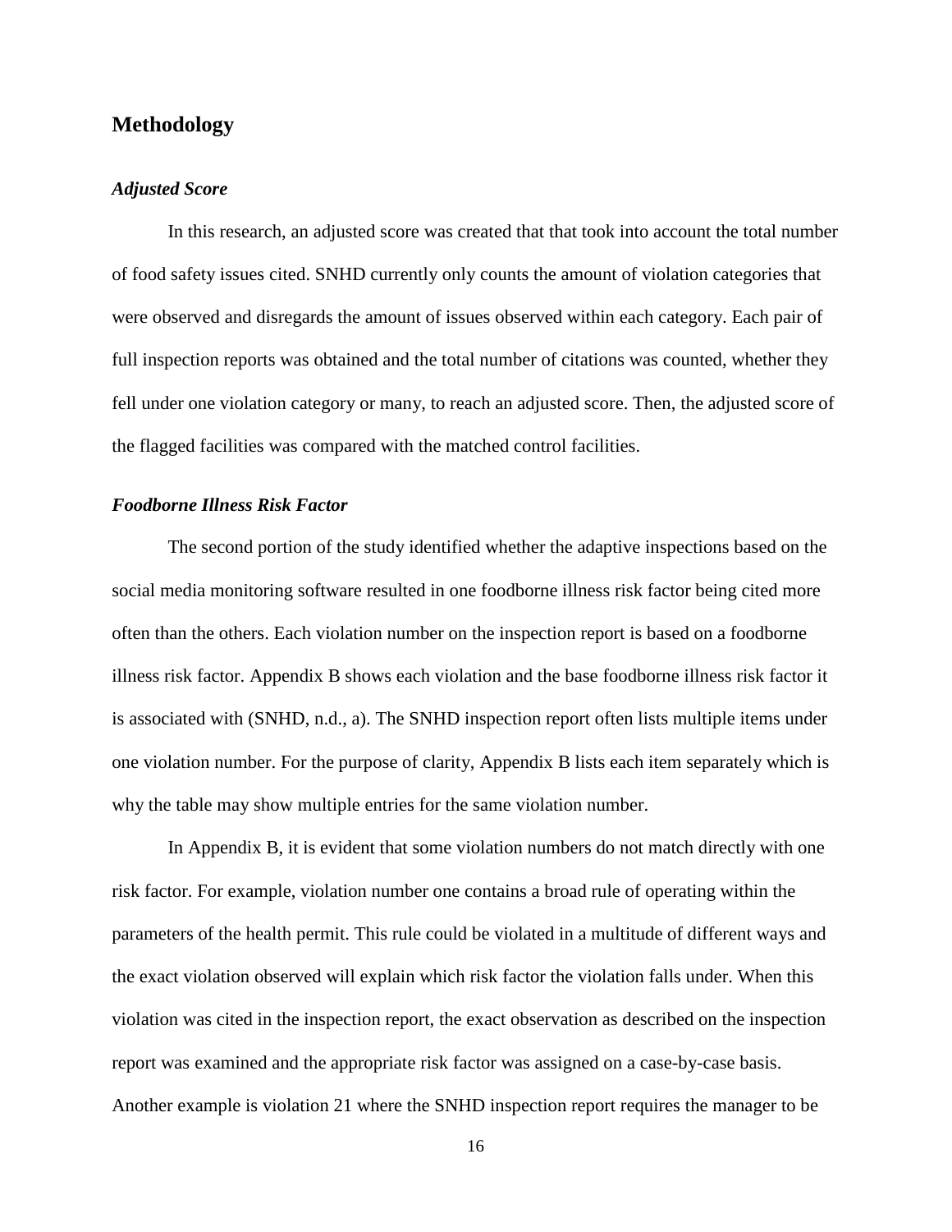## Methodology

### *Adjusted Score*

In this research, an adjusted score was created that that took into account the total number of food safety issues cited. SNHD currently only counts the amount of violation categories that were observed and disregards the amount of issues observed within each category. Each pair of full inspection reports was obtained and the total number of citations was counted, whether they fell under one violation category or many, to reach an adjusted score. Then, the adjusted score of the flagged facilities was compared with the matched control facilities.

### *Foodborne Illness Risk Factor*

The second portion of the study identified whether the adaptive inspections based on the social media monitoring software resulted in one foodborne illness risk factor being cited more often than the others. Each violation number on the inspection report is based on a foodborne illness risk factor. Appendix B shows each violation and the base foodborne illness risk factor it is associated with (SNHD, n.d., a). The SNHD inspection report often lists multiple items under one violation number. For the purpose of clarity, Appendix B lists each item separately which is why the table may show multiple entries for the same violation number.

In Appendix B, it is evident that some violation numbers do not match directly with one risk factor. For example, violation number one contains a broad rule of operating within the parameters of the health permit. This rule could be violated in a multitude of different ways and the exact violation observed will explain which risk factor the violation falls under. When this violation was cited in the inspection report, the exact observation as described on the inspection report was examined and the appropriate risk factor was assigned on a case-by-case basis. Another example is violation 21 where the SNHD inspection report requires the manager to be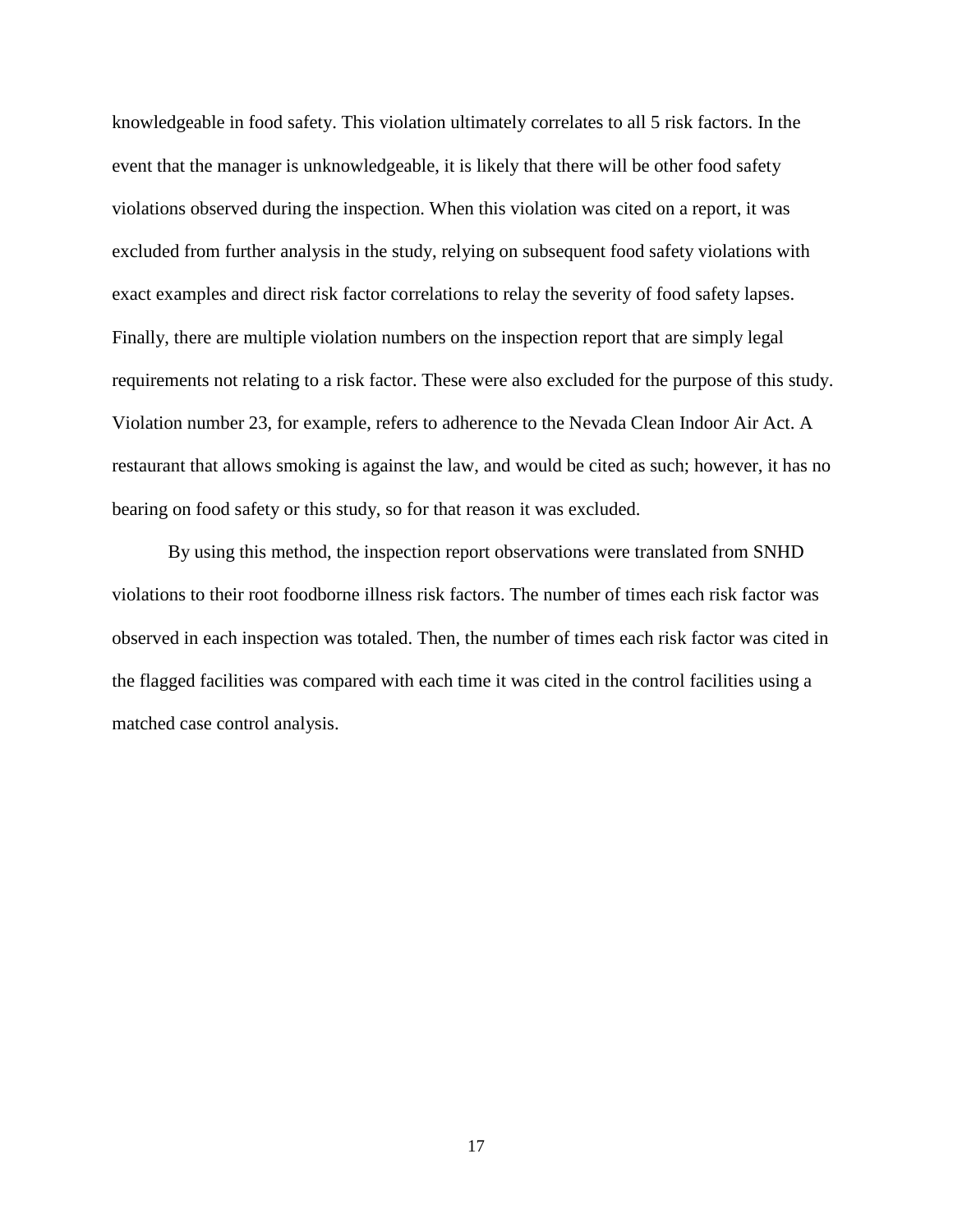knowledgeable in food safety. This violation ultimately correlates to all 5 risk factors. In the event that the manager is unknowledgeable, it is likely that there will be other food safety violations observed during the inspection. When this violation was cited on a report, it was excluded from further analysis in the study, relying on subsequent food safety violations with exact examples and direct risk factor correlations to relay the severity of food safety lapses. Finally, there are multiple violation numbers on the inspection report that are simply legal requirements not relating to a risk factor. These were also excluded for the purpose of this study. Violation number 23, for example, refers to adherence to the Nevada Clean Indoor Air Act. A restaurant that allows smoking is against the law, and would be cited as such; however, it has no bearing on food safety or this study, so for that reason it was excluded.

By using this method, the inspection report observations were translated from SNHD violations to their root foodborne illness risk factors. The number of times each risk factor was observed in each inspection was totaled. Then, the number of times each risk factor was cited in the flagged facilities was compared with each time it was cited in the control facilities using a matched case control analysis.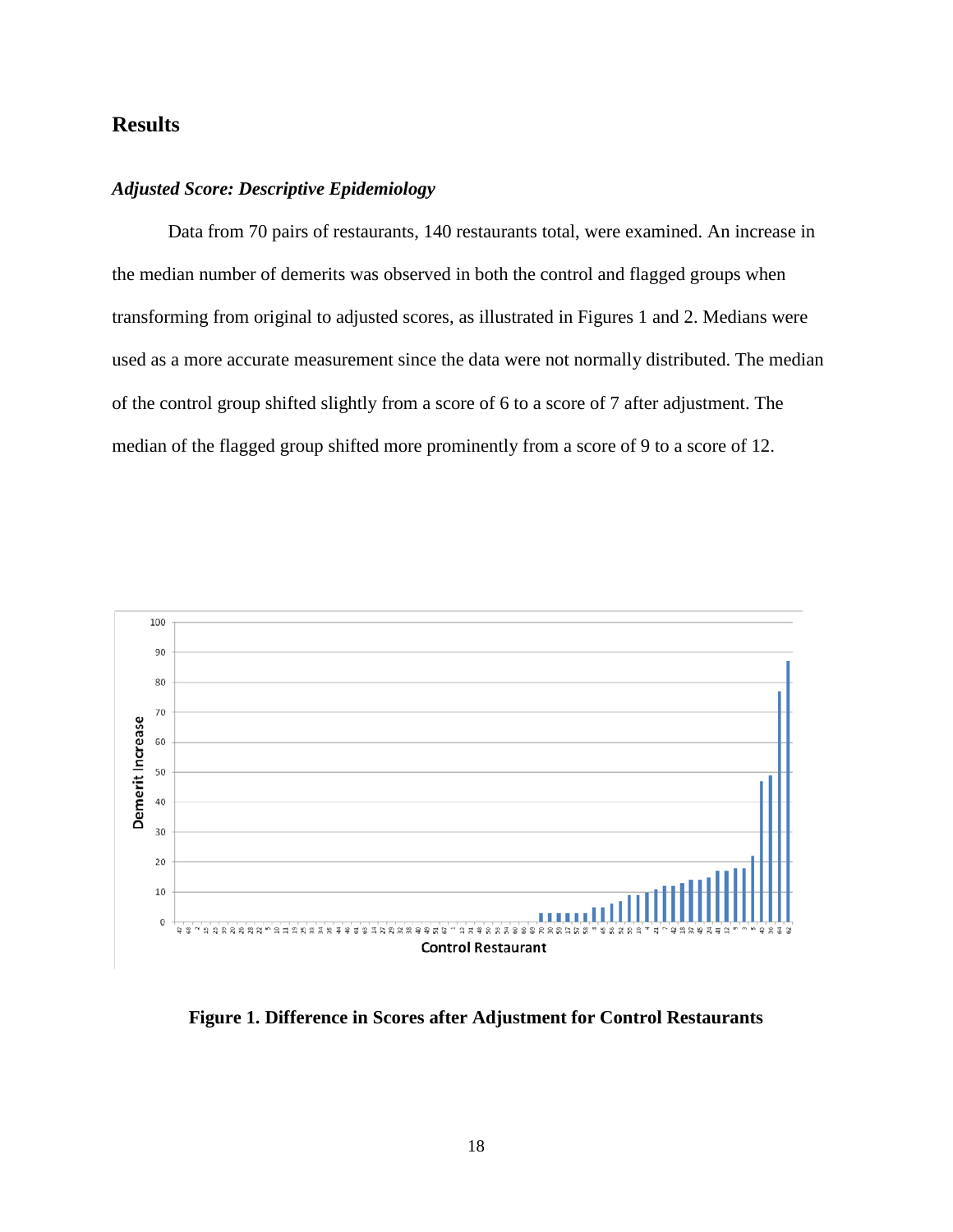## Results

### *Adjusted Score: Descriptive Epidemiology*

Data from 70 pairs of restaurants, 140 restaurants total, were examined. An increase in the median number of demerits was observed in both the control and flagged groups when transforming from original to adjusted scores, as illustrated in Figures 1 and 2. Medians were used as a more accurate measurement since the data were not normally distributed. The median of the control group shifted slightly from a score of 6 to a score of 7 after adjustment. The median of the flagged group shifted more prominently from a score of 9 to a score of 12.

**Figure 1. Difference in Scores after Adjustment for Control Restaurants**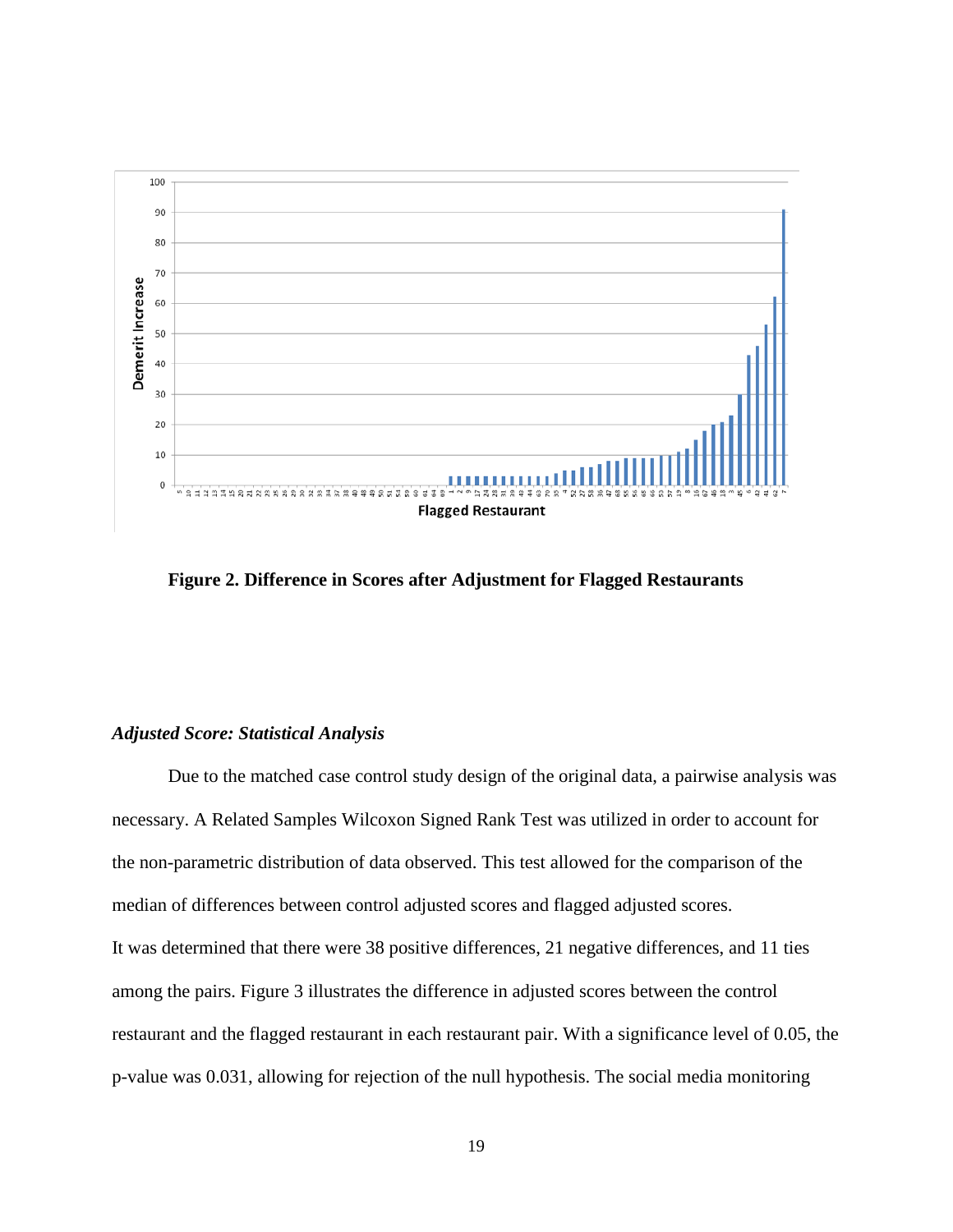**Figure 2. Difference in Scores after Adjustment for Flagged Restaurants**

### *Adjusted Score: Statistical Analysis*

Due to the matched case control study design of the original data, a pairwise analysis was necessary. A Related Samples Wilcoxon Signed Rank Test was utilized in order to account for the non-parametric distribution of data observed. This test allowed for the comparison of the median of differences between control adjusted scores and flagged adjusted scores.

It was determined that there were 38 positive differences, 21 negative differences, and 11 ties among the pairs. Figure 3 illustrates the difference in adjusted scores between the control restaurant and the flagged restaurant in each restaurant pair. With a significance level of 0.05, the p-value was 0.031, allowing for rejection of the null hypothesis. The social media monitoring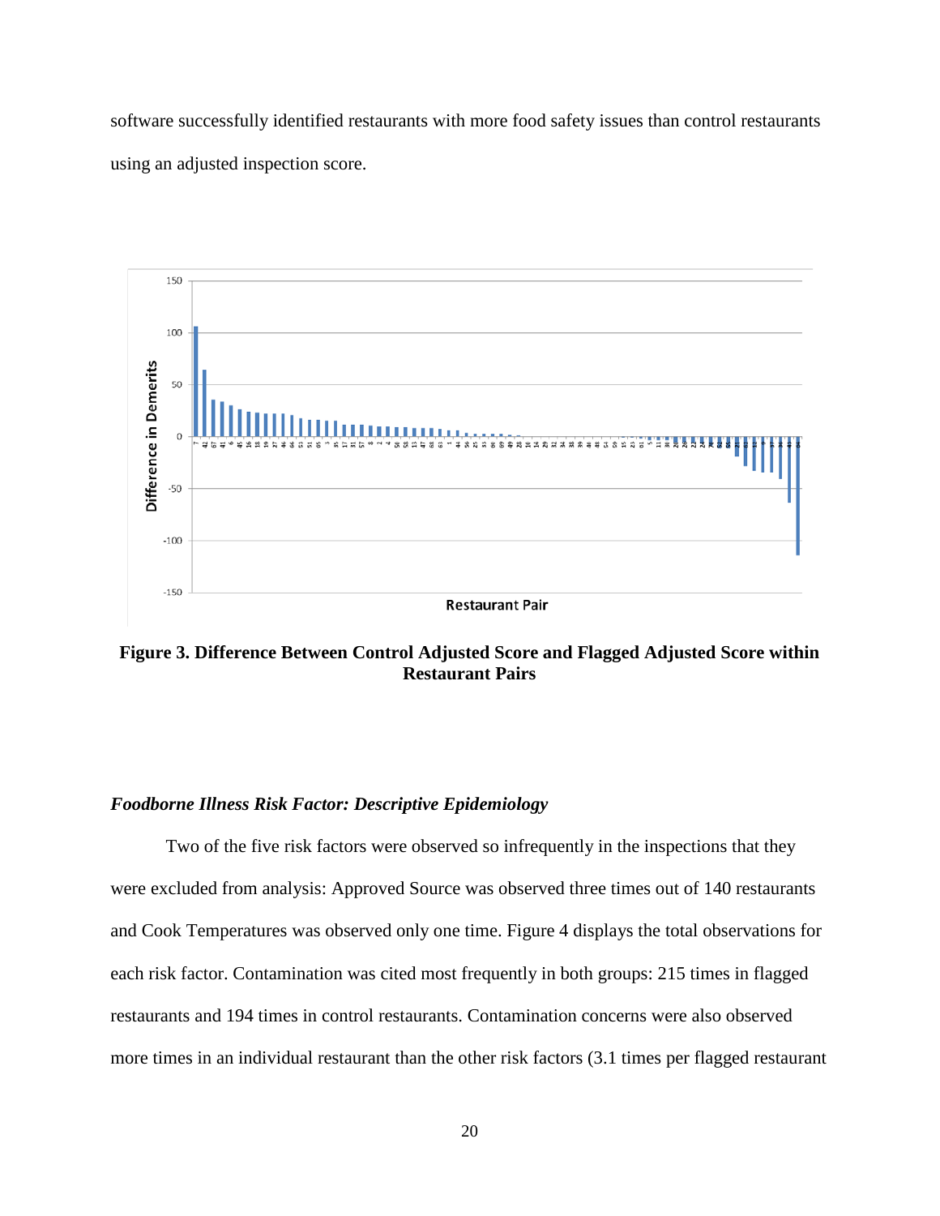software successfully identified restaurants with more food safety issues than control restaurants using an adjusted inspection score.

**Figure 3. Difference Between Control Adjusted Score and Flagged Adjusted Score within Restaurant Pairs**

### *Foodborne Illness Risk Factor: Descriptive Epidemiology*

Two of the five risk factors were observed so infrequently in the inspections that they were excluded from analysis: Approved Source was observed three times out of 140 restaurants and Cook Temperatures was observed only one time. Figure 4 displays the total observations for each risk factor. Contamination was cited most frequently in both groups: 215 times in flagged restaurants and 194 times in control restaurants. Contamination concerns were also observed more times in an individual restaurant than the other risk factors (3.1 times per flagged restaurant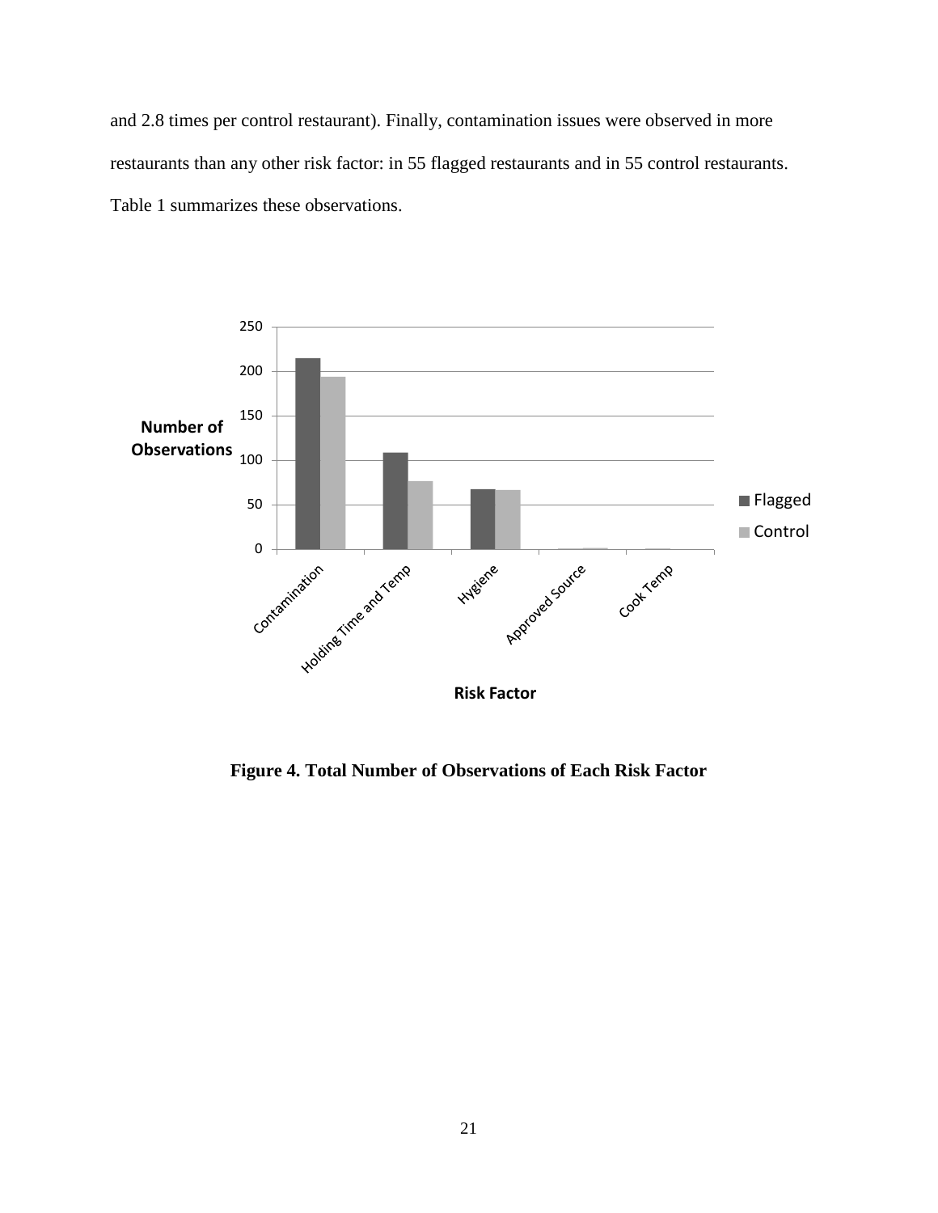and 2.8 times per control restaurant). Finally, contamination issues were observed in more restaurants than any other risk factor: in 55 flagged restaurants and in 55 control restaurants. Table 1 summarizes these observations.

**Figure 4. Total Number of Observations of Each Risk Factor**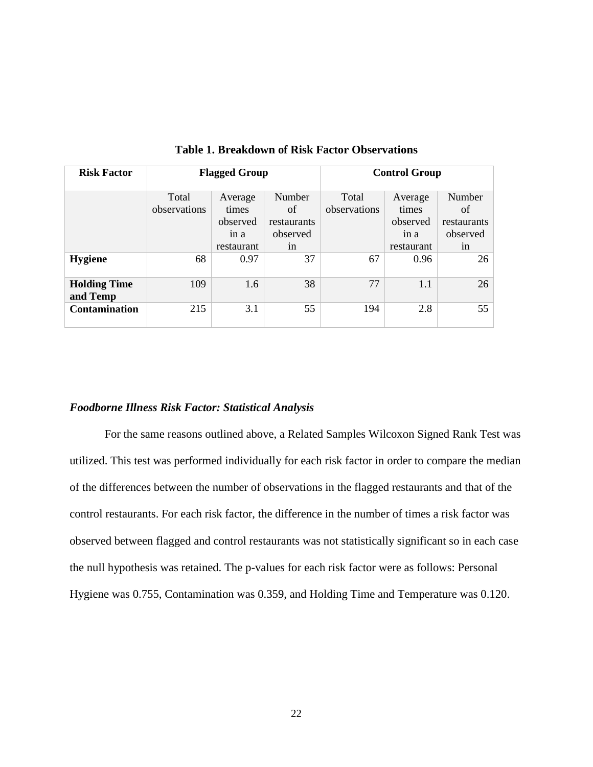**Table 1. Breakdown of Risk Factor Observations**

| Risk Factor | Flagged Group | | | Control Group | | |
|---|---|---|---|---|---|---|
| | Total observations | Average times observed in a restaurant | Number of restaurants observed in | Total observations | Average times observed in a restaurant | Number of restaurants observed in |
| **Hygiene** | 68 | 0.97 | 37 | 67 | 0.96 | 26 |
| **Holding Time and Temp** | 109 | 1.6 | 38 | 77 | 1.1 | 26 |
| **Contamination** | 215 | 3.1 | 55 | 194 | 2.8 | 55 |

### *Foodborne Illness Risk Factor: Statistical Analysis*

For the same reasons outlined above, a Related Samples Wilcoxon Signed Rank Test was utilized. This test was performed individually for each risk factor in order to compare the median of the differences between the number of observations in the flagged restaurants and that of the control restaurants. For each risk factor, the difference in the number of times a risk factor was observed between flagged and control restaurants was not statistically significant so in each case the null hypothesis was retained. The p-values for each risk factor were as follows: Personal Hygiene was 0.755, Contamination was 0.359, and Holding Time and Temperature was 0.120.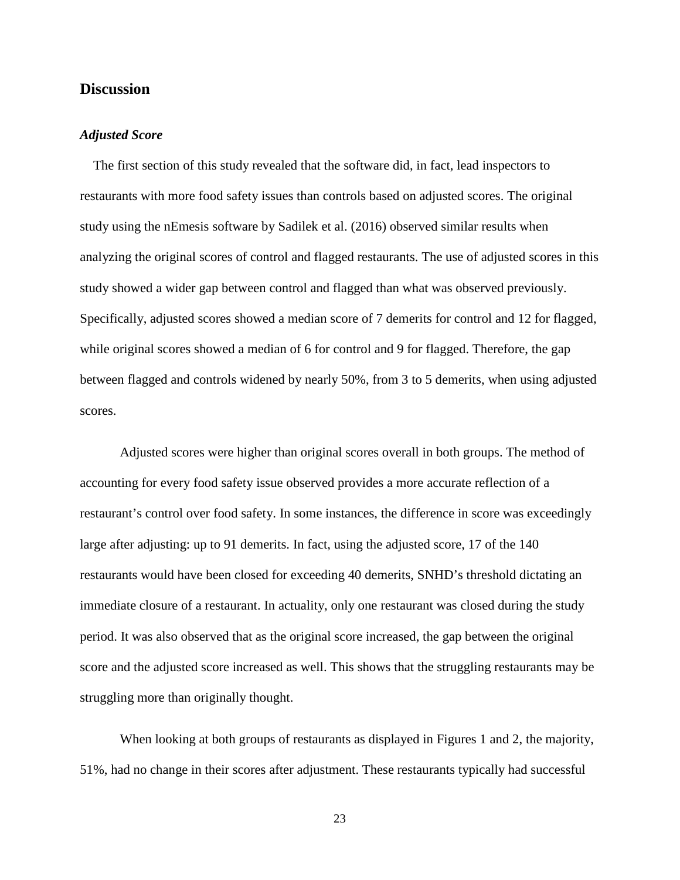## Discussion

### *Adjusted Score*

The first section of this study revealed that the software did, in fact, lead inspectors to restaurants with more food safety issues than controls based on adjusted scores. The original study using the nEmesis software by Sadilek et al. (2016) observed similar results when analyzing the original scores of control and flagged restaurants. The use of adjusted scores in this study showed a wider gap between control and flagged than what was observed previously. Specifically, adjusted scores showed a median score of 7 demerits for control and 12 for flagged, while original scores showed a median of 6 for control and 9 for flagged. Therefore, the gap between flagged and controls widened by nearly 50%, from 3 to 5 demerits, when using adjusted scores.

Adjusted scores were higher than original scores overall in both groups. The method of accounting for every food safety issue observed provides a more accurate reflection of a restaurant's control over food safety. In some instances, the difference in score was exceedingly large after adjusting: up to 91 demerits. In fact, using the adjusted score, 17 of the 140 restaurants would have been closed for exceeding 40 demerits, SNHD's threshold dictating an immediate closure of a restaurant. In actuality, only one restaurant was closed during the study period. It was also observed that as the original score increased, the gap between the original score and the adjusted score increased as well. This shows that the struggling restaurants may be struggling more than originally thought.

When looking at both groups of restaurants as displayed in Figures 1 and 2, the majority, 51%, had no change in their scores after adjustment. These restaurants typically had successful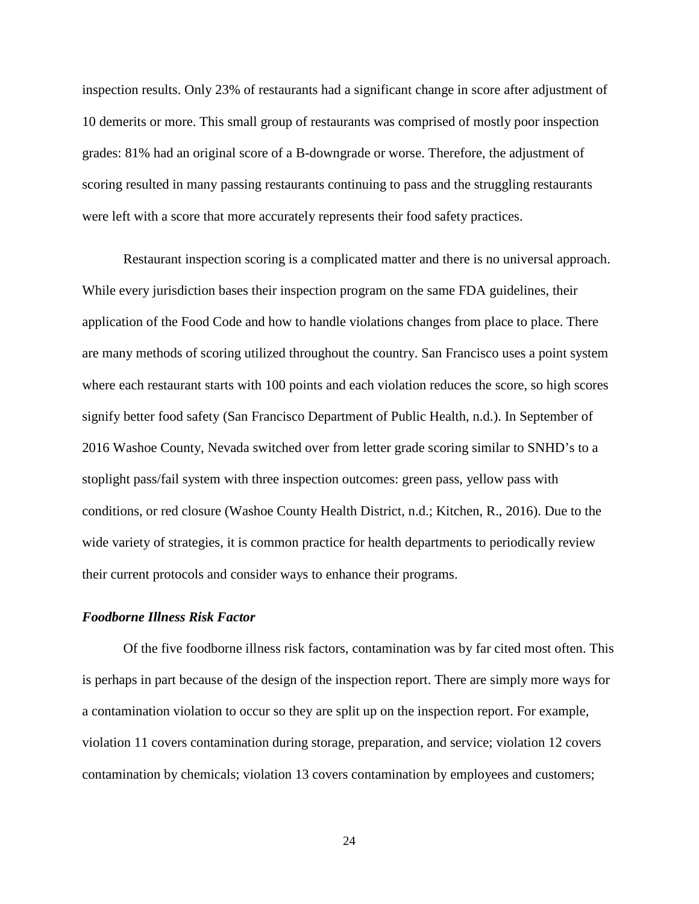inspection results. Only 23% of restaurants had a significant change in score after adjustment of 10 demerits or more. This small group of restaurants was comprised of mostly poor inspection grades: 81% had an original score of a B-downgrade or worse. Therefore, the adjustment of scoring resulted in many passing restaurants continuing to pass and the struggling restaurants were left with a score that more accurately represents their food safety practices.

Restaurant inspection scoring is a complicated matter and there is no universal approach. While every jurisdiction bases their inspection program on the same FDA guidelines, their application of the Food Code and how to handle violations changes from place to place. There are many methods of scoring utilized throughout the country. San Francisco uses a point system where each restaurant starts with 100 points and each violation reduces the score, so high scores signify better food safety (San Francisco Department of Public Health, n.d.). In September of 2016 Washoe County, Nevada switched over from letter grade scoring similar to SNHD's to a stoplight pass/fail system with three inspection outcomes: green pass, yellow pass with conditions, or red closure (Washoe County Health District, n.d.; Kitchen, R., 2016). Due to the wide variety of strategies, it is common practice for health departments to periodically review their current protocols and consider ways to enhance their programs.

### ***Foodborne Illness Risk Factor***

Of the five foodborne illness risk factors, contamination was by far cited most often. This is perhaps in part because of the design of the inspection report. There are simply more ways for a contamination violation to occur so they are split up on the inspection report. For example, violation 11 covers contamination during storage, preparation, and service; violation 12 covers contamination by chemicals; violation 13 covers contamination by employees and customers;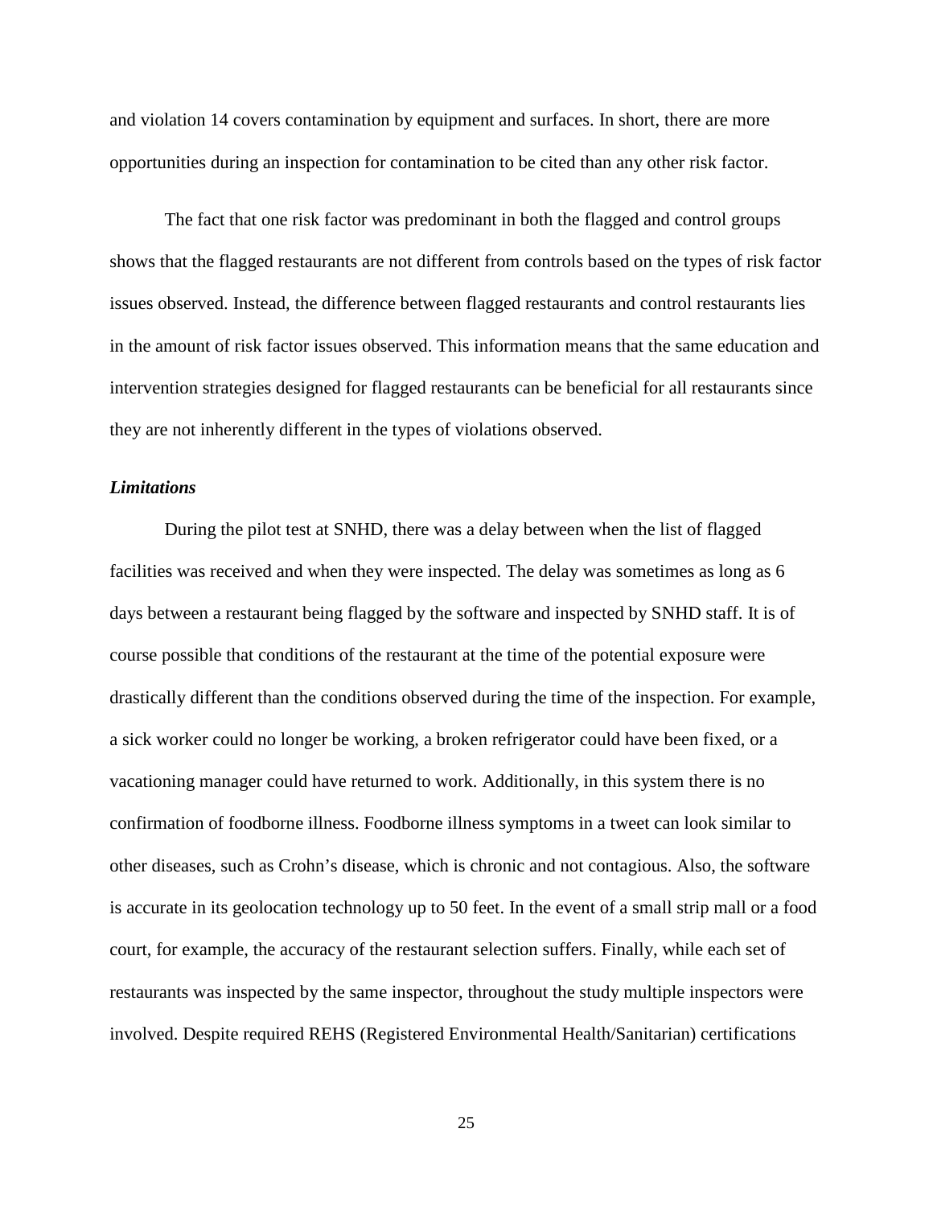and violation 14 covers contamination by equipment and surfaces. In short, there are more opportunities during an inspection for contamination to be cited than any other risk factor.

The fact that one risk factor was predominant in both the flagged and control groups shows that the flagged restaurants are not different from controls based on the types of risk factor issues observed. Instead, the difference between flagged restaurants and control restaurants lies in the amount of risk factor issues observed. This information means that the same education and intervention strategies designed for flagged restaurants can be beneficial for all restaurants since they are not inherently different in the types of violations observed.

### *Limitations*

During the pilot test at SNHD, there was a delay between when the list of flagged facilities was received and when they were inspected. The delay was sometimes as long as 6 days between a restaurant being flagged by the software and inspected by SNHD staff. It is of course possible that conditions of the restaurant at the time of the potential exposure were drastically different than the conditions observed during the time of the inspection. For example, a sick worker could no longer be working, a broken refrigerator could have been fixed, or a vacationing manager could have returned to work. Additionally, in this system there is no confirmation of foodborne illness. Foodborne illness symptoms in a tweet can look similar to other diseases, such as Crohn's disease, which is chronic and not contagious. Also, the software is accurate in its geolocation technology up to 50 feet. In the event of a small strip mall or a food court, for example, the accuracy of the restaurant selection suffers. Finally, while each set of restaurants was inspected by the same inspector, throughout the study multiple inspectors were involved. Despite required REHS (Registered Environmental Health/Sanitarian) certifications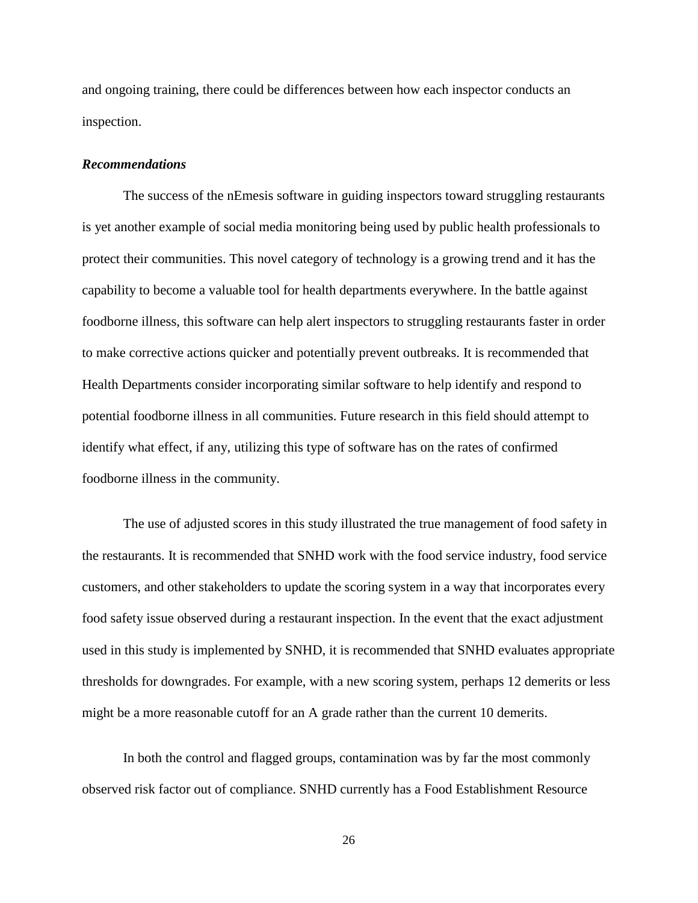and ongoing training, there could be differences between how each inspector conducts an inspection.

### *Recommendations*

The success of the nEmesis software in guiding inspectors toward struggling restaurants is yet another example of social media monitoring being used by public health professionals to protect their communities. This novel category of technology is a growing trend and it has the capability to become a valuable tool for health departments everywhere. In the battle against foodborne illness, this software can help alert inspectors to struggling restaurants faster in order to make corrective actions quicker and potentially prevent outbreaks. It is recommended that Health Departments consider incorporating similar software to help identify and respond to potential foodborne illness in all communities. Future research in this field should attempt to identify what effect, if any, utilizing this type of software has on the rates of confirmed foodborne illness in the community.

The use of adjusted scores in this study illustrated the true management of food safety in the restaurants. It is recommended that SNHD work with the food service industry, food service customers, and other stakeholders to update the scoring system in a way that incorporates every food safety issue observed during a restaurant inspection. In the event that the exact adjustment used in this study is implemented by SNHD, it is recommended that SNHD evaluates appropriate thresholds for downgrades. For example, with a new scoring system, perhaps 12 demerits or less might be a more reasonable cutoff for an A grade rather than the current 10 demerits.

In both the control and flagged groups, contamination was by far the most commonly observed risk factor out of compliance. SNHD currently has a Food Establishment Resource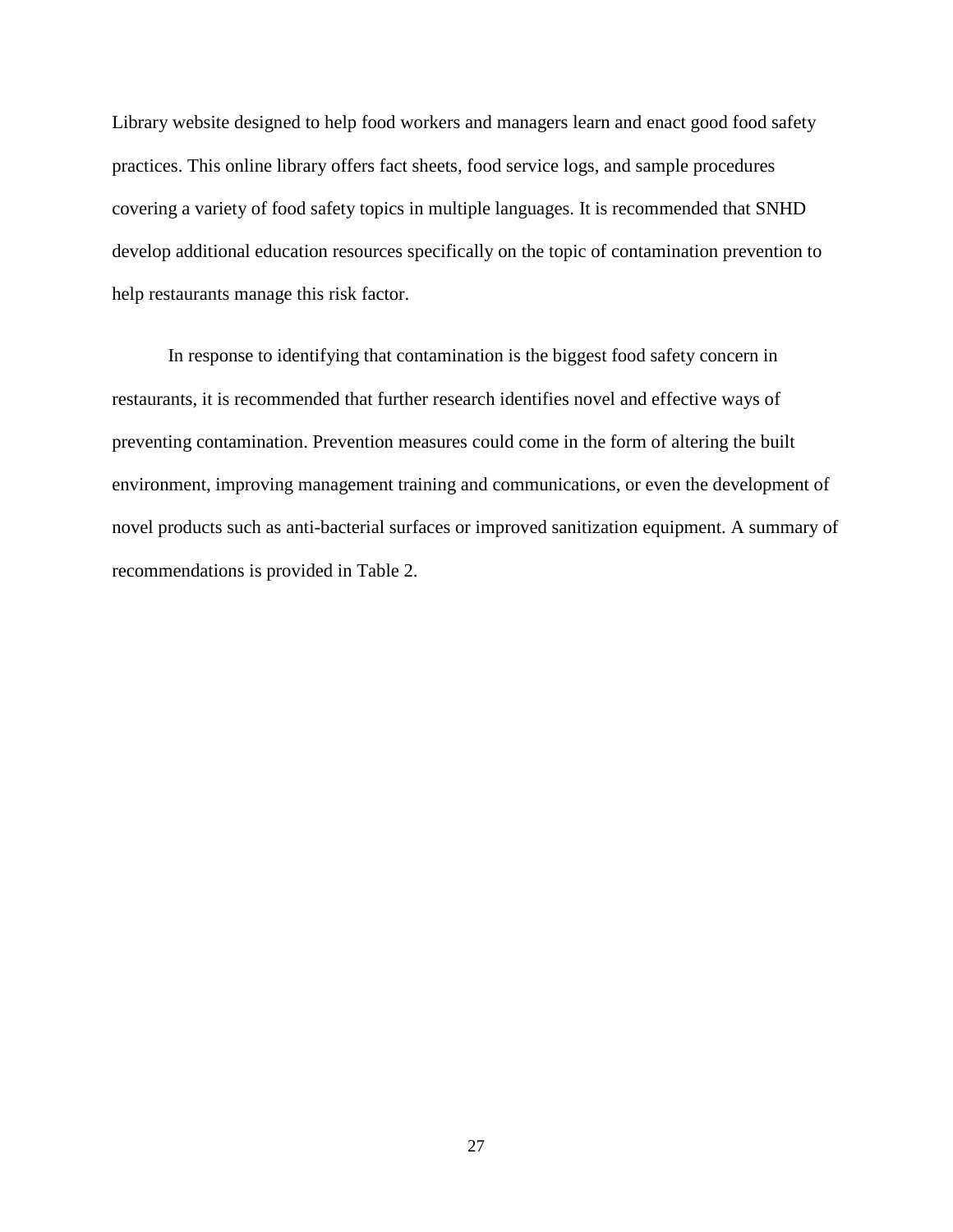Library website designed to help food workers and managers learn and enact good food safety practices. This online library offers fact sheets, food service logs, and sample procedures covering a variety of food safety topics in multiple languages. It is recommended that SNHD develop additional education resources specifically on the topic of contamination prevention to help restaurants manage this risk factor.

In response to identifying that contamination is the biggest food safety concern in restaurants, it is recommended that further research identifies novel and effective ways of preventing contamination. Prevention measures could come in the form of altering the built environment, improving management training and communications, or even the development of novel products such as anti-bacterial surfaces or improved sanitization equipment. A summary of recommendations is provided in Table 2.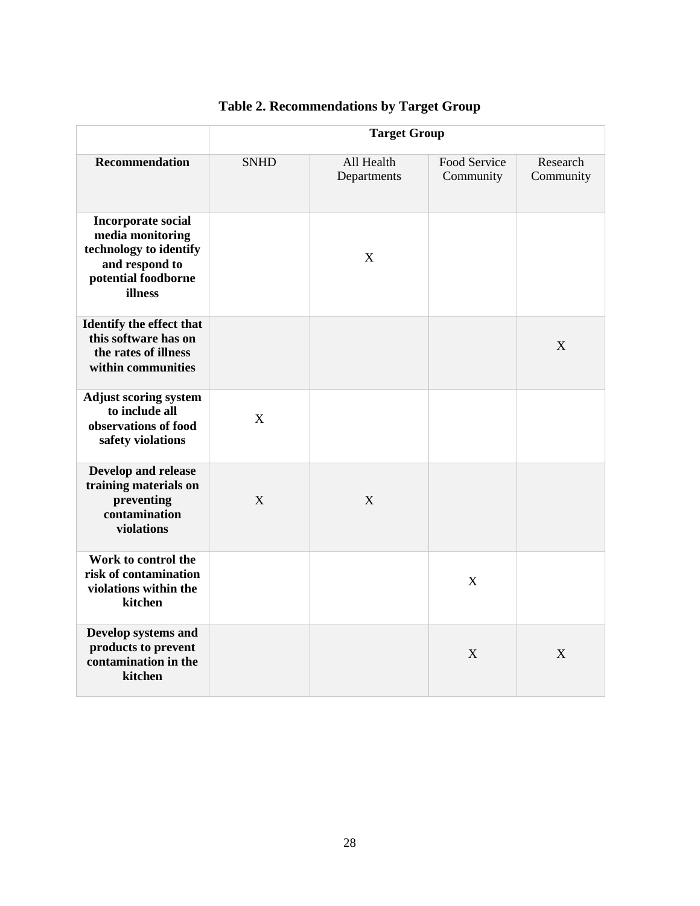**Table 2. Recommendations by Target Group**

| | Target Group | | | |
|---|---|---|---|---|
| **Recommendation** | SNHD | All Health Departments | Food Service Community | Research Community |
| **Incorporate social media monitoring technology to identify and respond to potential foodborne illness** | | X | | |
| **Identify the effect that this software has on the rates of illness within communities** | | | | X |
| **Adjust scoring system to include all observations of food safety violations** | X | | | |
| **Develop and release training materials on preventing contamination violations** | X | X | | |
| **Work to control the risk of contamination violations within the kitchen** | | | X | |
| **Develop systems and products to prevent contamination in the kitchen** | | | X | X |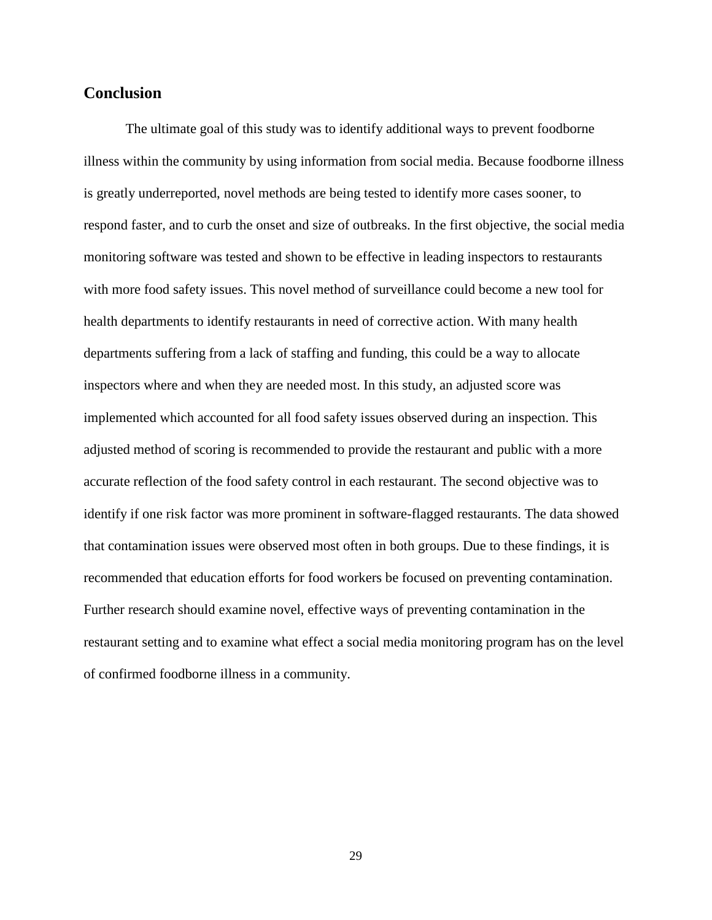## Conclusion

The ultimate goal of this study was to identify additional ways to prevent foodborne illness within the community by using information from social media. Because foodborne illness is greatly underreported, novel methods are being tested to identify more cases sooner, to respond faster, and to curb the onset and size of outbreaks. In the first objective, the social media monitoring software was tested and shown to be effective in leading inspectors to restaurants with more food safety issues. This novel method of surveillance could become a new tool for health departments to identify restaurants in need of corrective action. With many health departments suffering from a lack of staffing and funding, this could be a way to allocate inspectors where and when they are needed most. In this study, an adjusted score was implemented which accounted for all food safety issues observed during an inspection. This adjusted method of scoring is recommended to provide the restaurant and public with a more accurate reflection of the food safety control in each restaurant. The second objective was to identify if one risk factor was more prominent in software-flagged restaurants. The data showed that contamination issues were observed most often in both groups. Due to these findings, it is recommended that education efforts for food workers be focused on preventing contamination. Further research should examine novel, effective ways of preventing contamination in the restaurant setting and to examine what effect a social media monitoring program has on the level of confirmed foodborne illness in a community.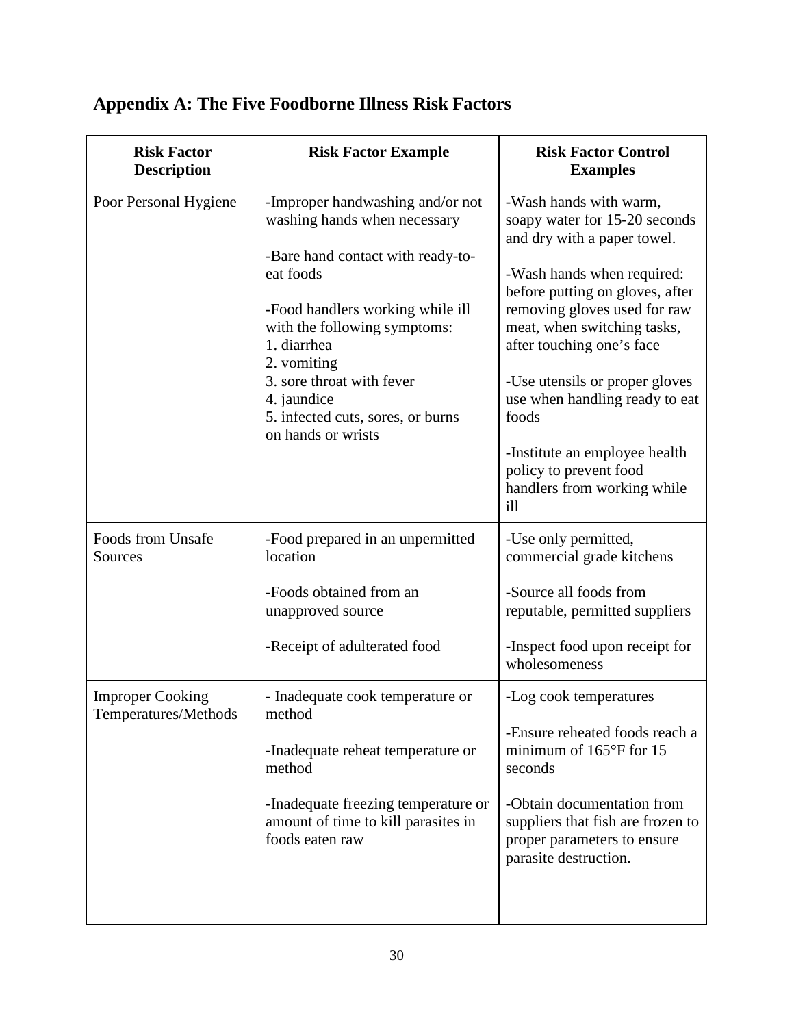## Appendix A: The Five Foodborne Illness Risk Factors

| Risk Factor Description | Risk Factor Example | Risk Factor Control Examples |
|---|---|---|
| Poor Personal Hygiene | -Improper handwashing and/or not washing hands when necessary<br><br>-Bare hand contact with ready-to-eat foods<br><br>-Food handlers working while ill with the following symptoms:<br>1. diarrhea<br>2. vomiting<br>3. sore throat with fever<br>4. jaundice<br>5. infected cuts, sores, or burns on hands or wrists | -Wash hands with warm, soapy water for 15-20 seconds and dry with a paper towel.<br><br>-Wash hands when required: before putting on gloves, after removing gloves used for raw meat, when switching tasks, after touching one's face<br><br>-Use utensils or proper gloves use when handling ready to eat foods<br><br>-Institute an employee health policy to prevent food handlers from working while ill |
| Foods from Unsafe Sources | -Food prepared in an unpermitted location<br><br>-Foods obtained from an unapproved source<br><br>-Receipt of adulterated food | -Use only permitted, commercial grade kitchens<br><br>-Source all foods from reputable, permitted suppliers<br><br>-Inspect food upon receipt for wholesomeness |
| Improper Cooking Temperatures/Methods | - Inadequate cook temperature or method<br><br>-Inadequate reheat temperature or method<br><br>-Inadequate freezing temperature or amount of time to kill parasites in foods eaten raw | -Log cook temperatures<br><br>-Ensure reheated foods reach a minimum of 165°F for 15 seconds<br><br>-Obtain documentation from suppliers that fish are frozen to proper parameters to ensure parasite destruction. |
| | | |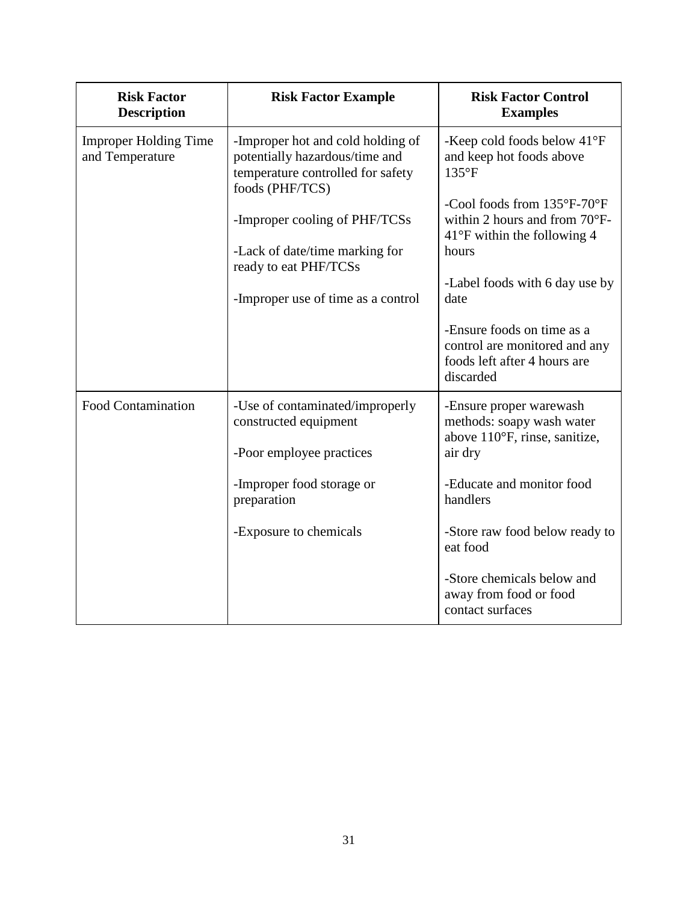| Risk Factor Description | Risk Factor Example | Risk Factor Control Examples |
|---|---|---|
| Improper Holding Time and Temperature | -Improper hot and cold holding of potentially hazardous/time and temperature controlled for safety foods (PHF/TCS)<br><br>-Improper cooling of PHF/TCSs<br><br>-Lack of date/time marking for ready to eat PHF/TCSs<br><br>-Improper use of time as a control | -Keep cold foods below 41°F and keep hot foods above 135°F<br><br>-Cool foods from 135°F-70°F within 2 hours and from 70°F-41°F within the following 4 hours<br><br>-Label foods with 6 day use by date<br><br>-Ensure foods on time as a control are monitored and any foods left after 4 hours are discarded |
| Food Contamination | -Use of contaminated/improperly constructed equipment<br><br>-Poor employee practices<br><br>-Improper food storage or preparation<br><br>-Exposure to chemicals | -Ensure proper warewash methods: soapy wash water above 110°F, rinse, sanitize, air dry<br><br>-Educate and monitor food handlers<br><br>-Store raw food below ready to eat food<br><br>-Store chemicals below and away from food or food contact surfaces |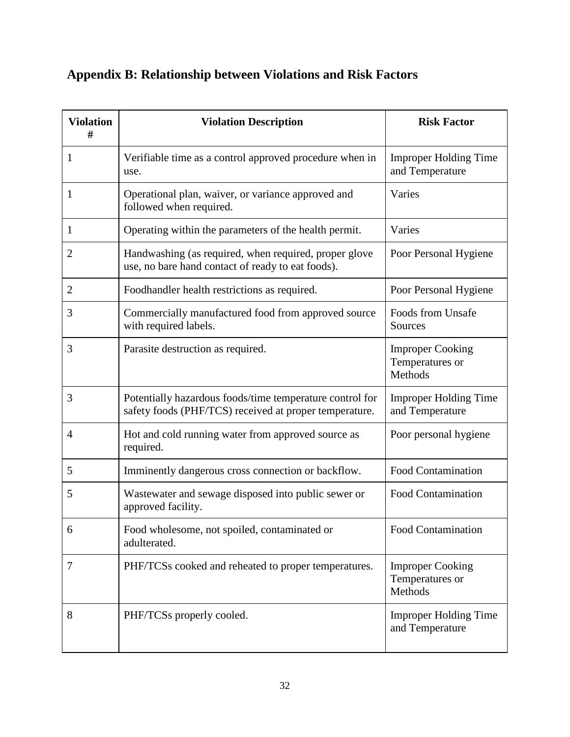## Appendix B: Relationship between Violations and Risk Factors

| Violation # | Violation Description | Risk Factor |
|---|---|---|
| 1 | Verifiable time as a control approved procedure when in use. | Improper Holding Time and Temperature |
| 1 | Operational plan, waiver, or variance approved and followed when required. | Varies |
| 1 | Operating within the parameters of the health permit. | Varies |
| 2 | Handwashing (as required, when required, proper glove use, no bare hand contact of ready to eat foods). | Poor Personal Hygiene |
| 2 | Foodhandler health restrictions as required. | Poor Personal Hygiene |
| 3 | Commercially manufactured food from approved source with required labels. | Foods from Unsafe Sources |
| 3 | Parasite destruction as required. | Improper Cooking Temperatures or Methods |
| 3 | Potentially hazardous foods/time temperature control for safety foods (PHF/TCS) received at proper temperature. | Improper Holding Time and Temperature |
| 4 | Hot and cold running water from approved source as required. | Poor personal hygiene |
| 5 | Imminently dangerous cross connection or backflow. | Food Contamination |
| 5 | Wastewater and sewage disposed into public sewer or approved facility. | Food Contamination |
| 6 | Food wholesome, not spoiled, contaminated or adulterated. | Food Contamination |
| 7 | PHF/TCSs cooked and reheated to proper temperatures. | Improper Cooking Temperatures or Methods |
| 8 | PHF/TCSs properly cooled. | Improper Holding Time and Temperature |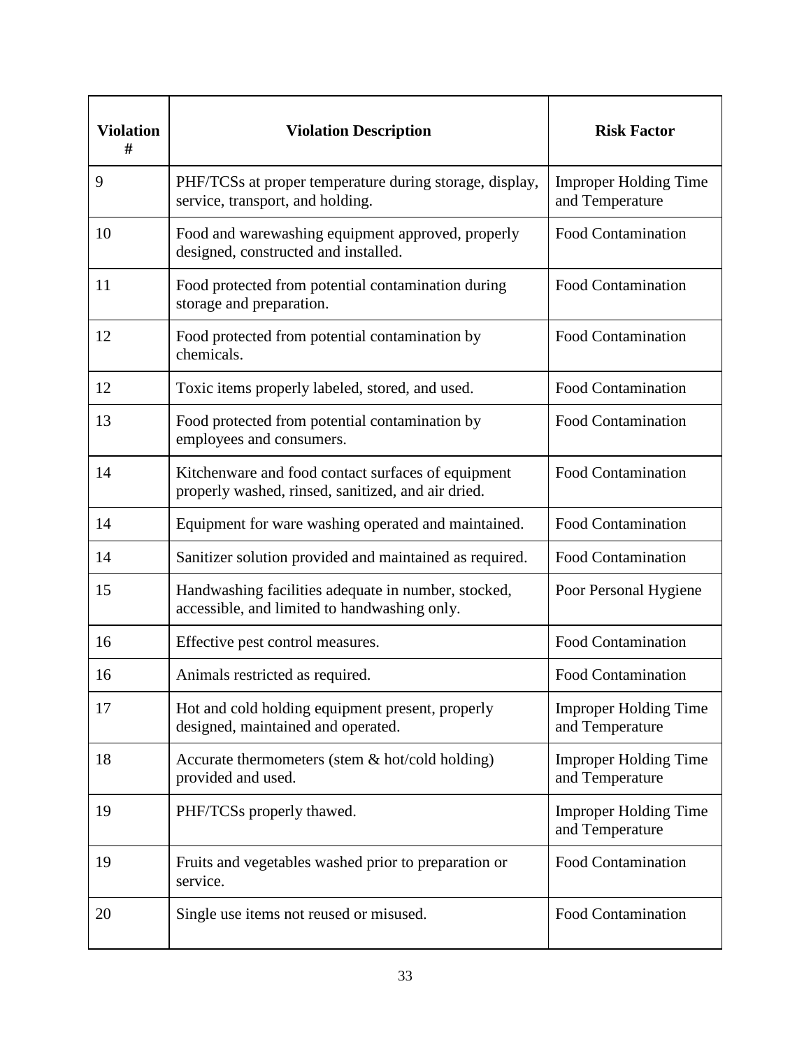| Violation # | Violation Description | Risk Factor |
|---|---|---|
| 9 | PHF/TCSs at proper temperature during storage, display, service, transport, and holding. | Improper Holding Time and Temperature |
| 10 | Food and warewashing equipment approved, properly designed, constructed and installed. | Food Contamination |
| 11 | Food protected from potential contamination during storage and preparation. | Food Contamination |
| 12 | Food protected from potential contamination by chemicals. | Food Contamination |
| 12 | Toxic items properly labeled, stored, and used. | Food Contamination |
| 13 | Food protected from potential contamination by employees and consumers. | Food Contamination |
| 14 | Kitchenware and food contact surfaces of equipment properly washed, rinsed, sanitized, and air dried. | Food Contamination |
| 14 | Equipment for ware washing operated and maintained. | Food Contamination |
| 14 | Sanitizer solution provided and maintained as required. | Food Contamination |
| 15 | Handwashing facilities adequate in number, stocked, accessible, and limited to handwashing only. | Poor Personal Hygiene |
| 16 | Effective pest control measures. | Food Contamination |
| 16 | Animals restricted as required. | Food Contamination |
| 17 | Hot and cold holding equipment present, properly designed, maintained and operated. | Improper Holding Time and Temperature |
| 18 | Accurate thermometers (stem & hot/cold holding) provided and used. | Improper Holding Time and Temperature |
| 19 | PHF/TCSs properly thawed. | Improper Holding Time and Temperature |
| 19 | Fruits and vegetables washed prior to preparation or service. | Food Contamination |
| 20 | Single use items not reused or misused. | Food Contamination |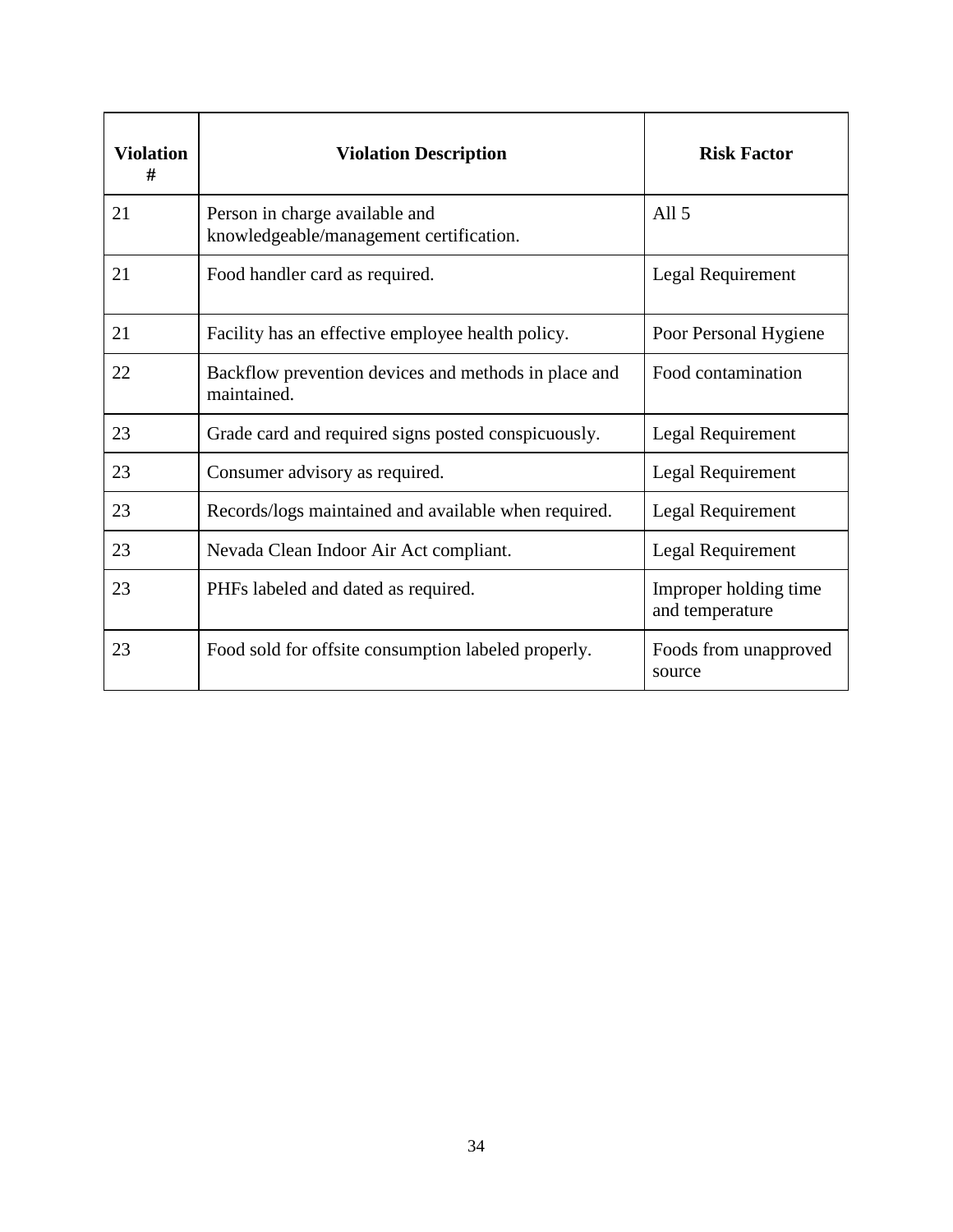| Violation # | Violation Description | Risk Factor |
| --- | --- | --- |
| 21 | Person in charge available and knowledgeable/management certification. | All 5 |
| 21 | Food handler card as required. | Legal Requirement |
| 21 | Facility has an effective employee health policy. | Poor Personal Hygiene |
| 22 | Backflow prevention devices and methods in place and maintained. | Food contamination |
| 23 | Grade card and required signs posted conspicuously. | Legal Requirement |
| 23 | Consumer advisory as required. | Legal Requirement |
| 23 | Records/logs maintained and available when required. | Legal Requirement |
| 23 | Nevada Clean Indoor Air Act compliant. | Legal Requirement |
| 23 | PHFs labeled and dated as required. | Improper holding time and temperature |
| 23 | Food sold for offsite consumption labeled properly. | Foods from unapproved source |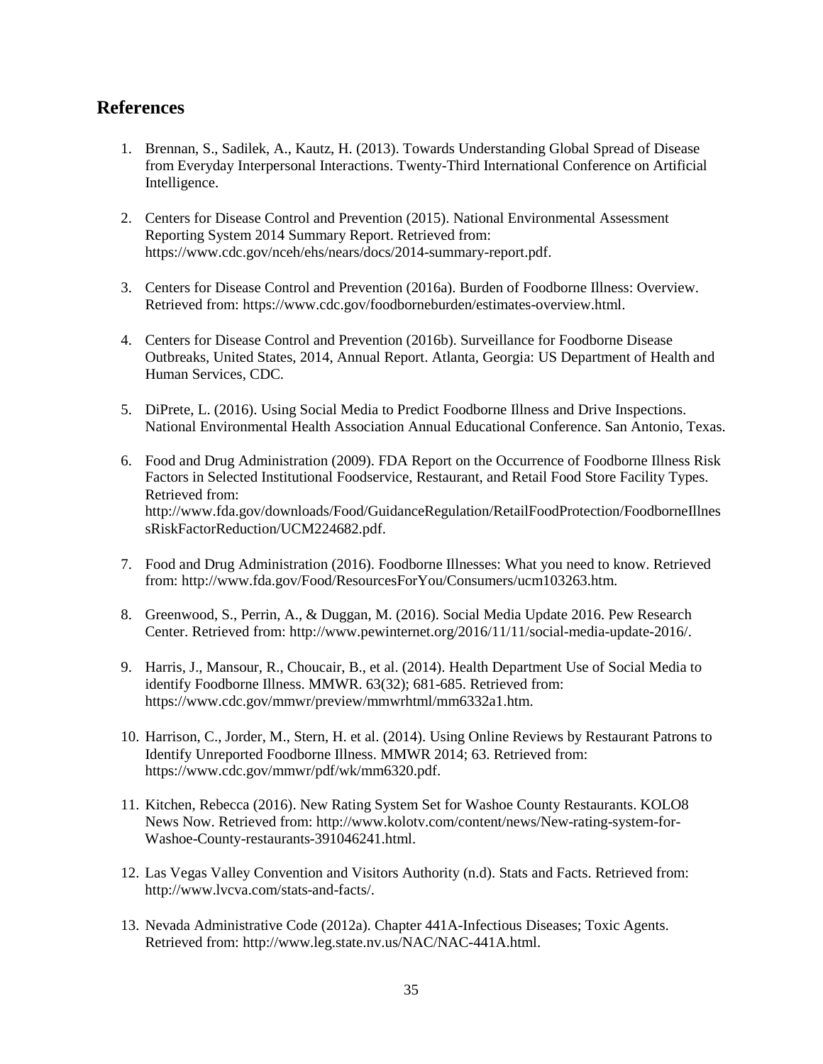## References

1. Brennan, S., Sadilek, A., Kautz, H. (2013). Towards Understanding Global Spread of Disease from Everyday Interpersonal Interactions. Twenty-Third International Conference on Artificial Intelligence.

2. Centers for Disease Control and Prevention (2015). National Environmental Assessment Reporting System 2014 Summary Report. Retrieved from: https://www.cdc.gov/nceh/ehs/nears/docs/2014-summary-report.pdf.

3. Centers for Disease Control and Prevention (2016a). Burden of Foodborne Illness: Overview. Retrieved from: https://www.cdc.gov/foodborneburden/estimates-overview.html.

4. Centers for Disease Control and Prevention (2016b). Surveillance for Foodborne Disease Outbreaks, United States, 2014, Annual Report. Atlanta, Georgia: US Department of Health and Human Services, CDC.

5. DiPrete, L. (2016). Using Social Media to Predict Foodborne Illness and Drive Inspections. National Environmental Health Association Annual Educational Conference. San Antonio, Texas.

6. Food and Drug Administration (2009). FDA Report on the Occurrence of Foodborne Illness Risk Factors in Selected Institutional Foodservice, Restaurant, and Retail Food Store Facility Types. Retrieved from: http://www.fda.gov/downloads/Food/GuidanceRegulation/RetailFoodProtection/FoodborneIllnessRiskFactorReduction/UCM224682.pdf.

7. Food and Drug Administration (2016). Foodborne Illnesses: What you need to know. Retrieved from: http://www.fda.gov/Food/ResourcesForYou/Consumers/ucm103263.htm.

8. Greenwood, S., Perrin, A., & Duggan, M. (2016). Social Media Update 2016. Pew Research Center. Retrieved from: http://www.pewinternet.org/2016/11/11/social-media-update-2016/.

9. Harris, J., Mansour, R., Choucair, B., et al. (2014). Health Department Use of Social Media to identify Foodborne Illness. MMWR. 63(32); 681-685. Retrieved from: https://www.cdc.gov/mmwr/preview/mmwrhtml/mm6332a1.htm.

10. Harrison, C., Jorder, M., Stern, H. et al. (2014). Using Online Reviews by Restaurant Patrons to Identify Unreported Foodborne Illness. MMWR 2014; 63. Retrieved from: https://www.cdc.gov/mmwr/pdf/wk/mm6320.pdf.

11. Kitchen, Rebecca (2016). New Rating System Set for Washoe County Restaurants. KOLO8 News Now. Retrieved from: http://www.kolotv.com/content/news/New-rating-system-for-Washoe-County-restaurants-391046241.html.

12. Las Vegas Valley Convention and Visitors Authority (n.d). Stats and Facts. Retrieved from: http://www.lvcva.com/stats-and-facts/.

13. Nevada Administrative Code (2012a). Chapter 441A-Infectious Diseases; Toxic Agents. Retrieved from: http://www.leg.state.nv.us/NAC/NAC-441A.html.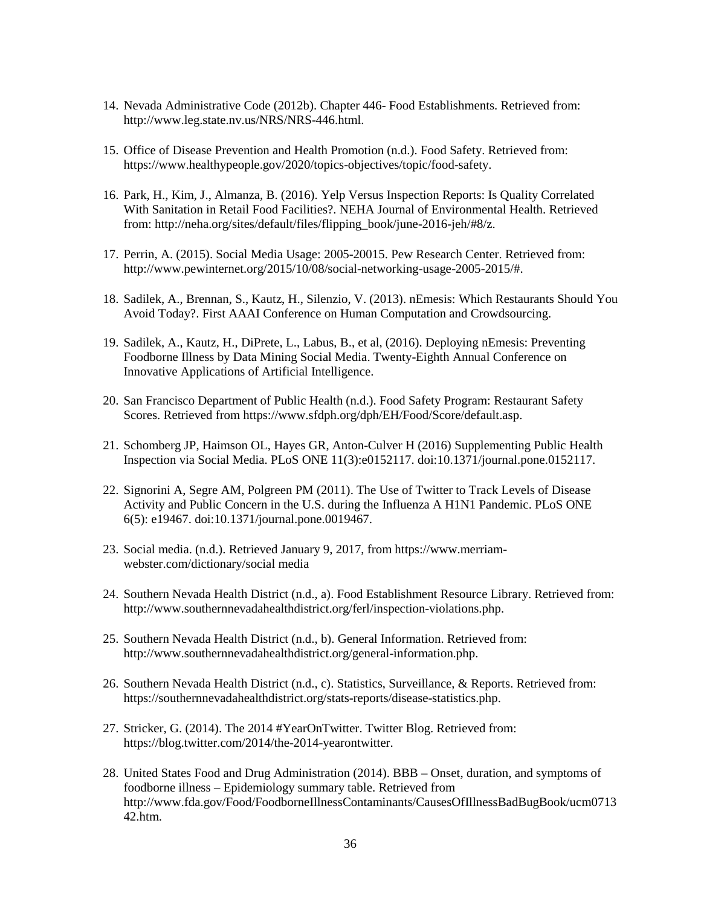14. Nevada Administrative Code (2012b). Chapter 446- Food Establishments. Retrieved from: http://www.leg.state.nv.us/NRS/NRS-446.html.

15. Office of Disease Prevention and Health Promotion (n.d.). Food Safety. Retrieved from: https://www.healthypeople.gov/2020/topics-objectives/topic/food-safety.

16. Park, H., Kim, J., Almanza, B. (2016). Yelp Versus Inspection Reports: Is Quality Correlated With Sanitation in Retail Food Facilities?. NEHA Journal of Environmental Health. Retrieved from: http://neha.org/sites/default/files/flipping_book/june-2016-jeh/#8/z.

17. Perrin, A. (2015). Social Media Usage: 2005-20015. Pew Research Center. Retrieved from: http://www.pewinternet.org/2015/10/08/social-networking-usage-2005-2015/#.

18. Sadilek, A., Brennan, S., Kautz, H., Silenzio, V. (2013). nEmesis: Which Restaurants Should You Avoid Today?. First AAAI Conference on Human Computation and Crowdsourcing.

19. Sadilek, A., Kautz, H., DiPrete, L., Labus, B., et al, (2016). Deploying nEmesis: Preventing Foodborne Illness by Data Mining Social Media. Twenty-Eighth Annual Conference on Innovative Applications of Artificial Intelligence.

20. San Francisco Department of Public Health (n.d.). Food Safety Program: Restaurant Safety Scores. Retrieved from https://www.sfdph.org/dph/EH/Food/Score/default.asp.

21. Schomberg JP, Haimson OL, Hayes GR, Anton-Culver H (2016) Supplementing Public Health Inspection via Social Media. PLoS ONE 11(3):e0152117. doi:10.1371/journal.pone.0152117.

22. Signorini A, Segre AM, Polgreen PM (2011). The Use of Twitter to Track Levels of Disease Activity and Public Concern in the U.S. during the Influenza A H1N1 Pandemic. PLoS ONE 6(5): e19467. doi:10.1371/journal.pone.0019467.

23. Social media. (n.d.). Retrieved January 9, 2017, from https://www.merriam-webster.com/dictionary/social media

24. Southern Nevada Health District (n.d., a). Food Establishment Resource Library. Retrieved from: http://www.southernnevadahealthdistrict.org/ferl/inspection-violations.php.

25. Southern Nevada Health District (n.d., b). General Information. Retrieved from: http://www.southernnevadahealthdistrict.org/general-information.php.

26. Southern Nevada Health District (n.d., c). Statistics, Surveillance, & Reports. Retrieved from: https://southernnevadahealthdistrict.org/stats-reports/disease-statistics.php.

27. Stricker, G. (2014). The 2014 #YearOnTwitter. Twitter Blog. Retrieved from: https://blog.twitter.com/2014/the-2014-yearontwitter.

28. United States Food and Drug Administration (2014). BBB – Onset, duration, and symptoms of foodborne illness – Epidemiology summary table. Retrieved from http://www.fda.gov/Food/FoodborneIllnessContaminants/CausesOfIllnessBadBugBook/ucm071342.htm.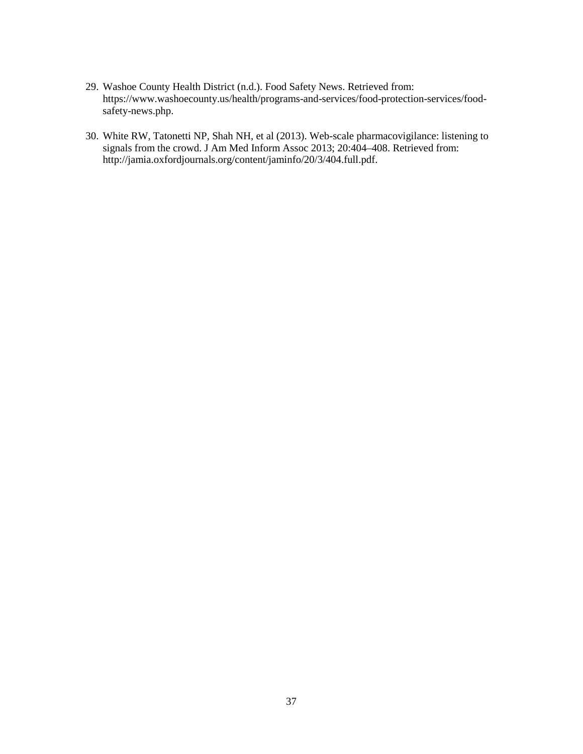29. Washoe County Health District (n.d.). Food Safety News. Retrieved from: https://www.washoecounty.us/health/programs-and-services/food-protection-services/food-safety-news.php.

30. White RW, Tatonetti NP, Shah NH, et al (2013). Web-scale pharmacovigilance: listening to signals from the crowd. J Am Med Inform Assoc 2013; 20:404–408. Retrieved from: http://jamia.oxfordjournals.org/content/jaminfo/20/3/404.full.pdf.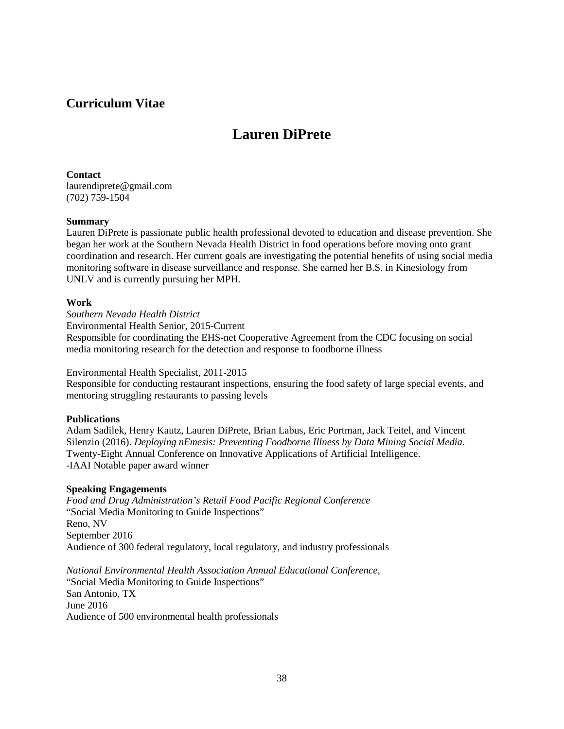## Curriculum Vitae

# Lauren DiPrete

**Contact**
laurendiprete@gmail.com
(702) 759-1504

**Summary**
Lauren DiPrete is passionate public health professional devoted to education and disease prevention. She began her work at the Southern Nevada Health District in food operations before moving onto grant coordination and research. Her current goals are investigating the potential benefits of using social media monitoring software in disease surveillance and response. She earned her B.S. in Kinesiology from UNLV and is currently pursuing her MPH.

**Work**
*Southern Nevada Health District*
Environmental Health Senior, 2015-Current
Responsible for coordinating the EHS-net Cooperative Agreement from the CDC focusing on social media monitoring research for the detection and response to foodborne illness

Environmental Health Specialist, 2011-2015
Responsible for conducting restaurant inspections, ensuring the food safety of large special events, and mentoring struggling restaurants to passing levels

**Publications**
Adam Sadilek, Henry Kautz, Lauren DiPrete, Brian Labus, Eric Portman, Jack Teitel, and Vincent Silenzio (2016). *Deploying nEmesis: Preventing Foodborne Illness by Data Mining Social Media*. Twenty-Eight Annual Conference on Innovative Applications of Artificial Intelligence.
-IAAI Notable paper award winner

**Speaking Engagements**
*Food and Drug Administration's Retail Food Pacific Regional Conference*
"Social Media Monitoring to Guide Inspections"
Reno, NV
September 2016
Audience of 300 federal regulatory, local regulatory, and industry professionals

*National Environmental Health Association Annual Educational Conference,*
"Social Media Monitoring to Guide Inspections"
San Antonio, TX
June 2016
Audience of 500 environmental health professionals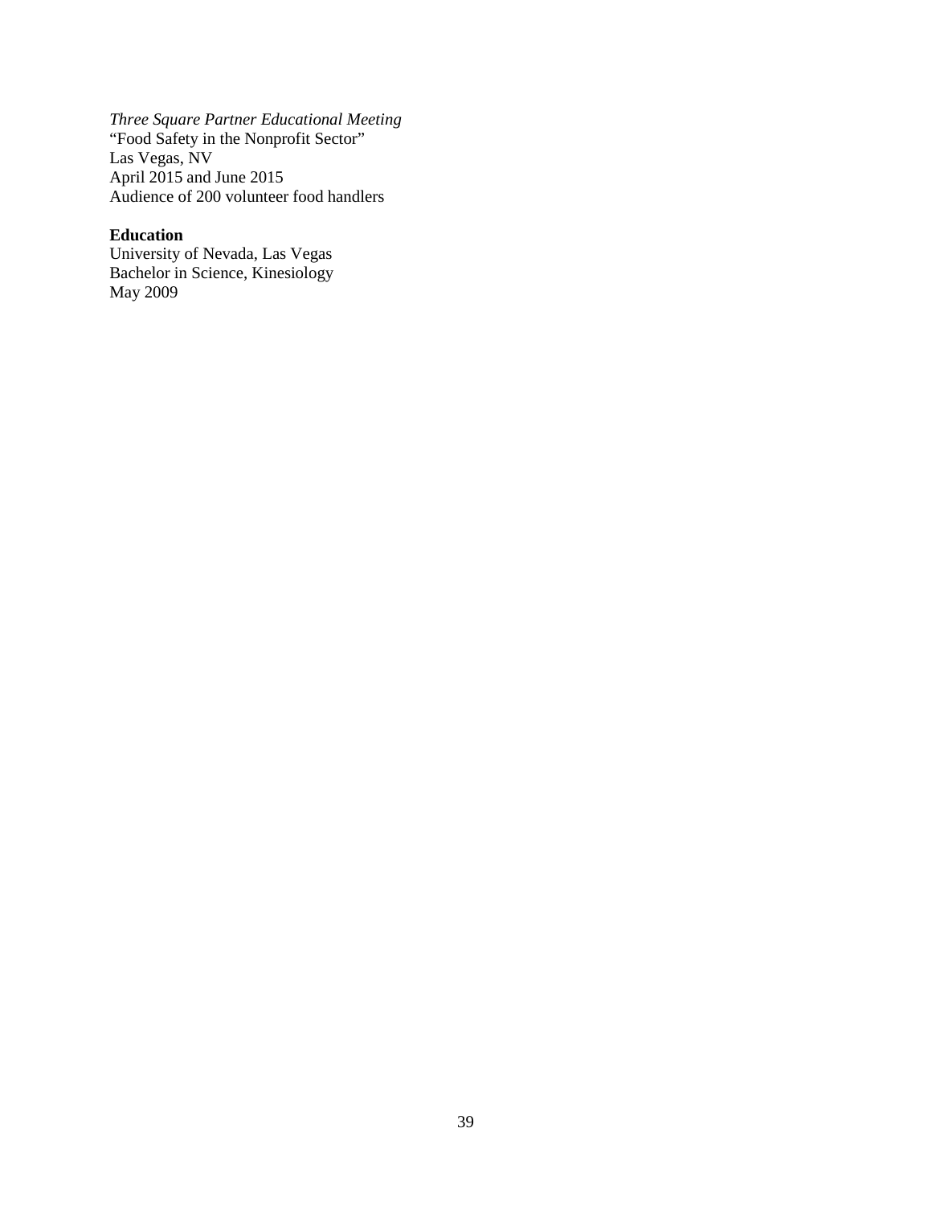*Three Square Partner Educational Meeting*
"Food Safety in the Nonprofit Sector"
Las Vegas, NV
April 2015 and June 2015
Audience of 200 volunteer food handlers

**Education**
University of Nevada, Las Vegas
Bachelor in Science, Kinesiology
May 2009